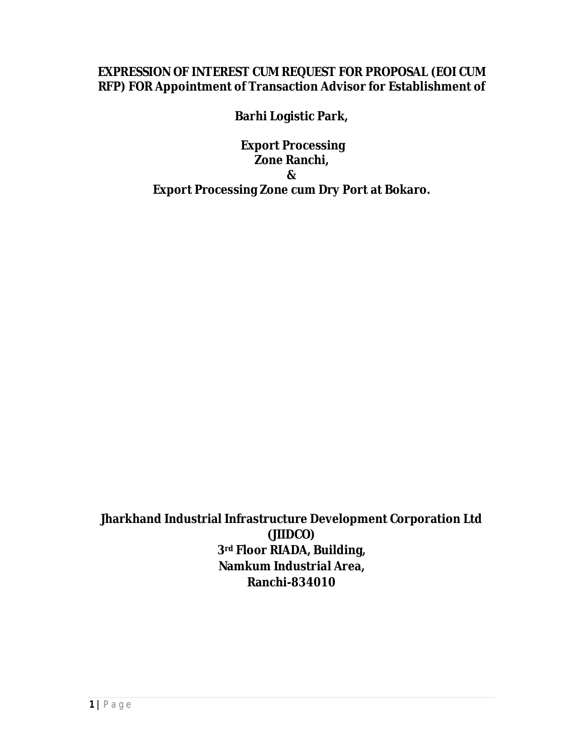# EXPRESSION OF INTEREST CUM REQUEST FOR PROPOSAL (EOI CUM RFP) FOR Appointment of Transaction Advisor for Establishment of

## Barhi Logistic Park,

## Export Processing Zone Ranchi,

## &

## Export Processing Zone cum Dry Port at Bokaro.

**Jharkhand Industrial Infrastructure Development Corporation Ltd (JIIDCO)**
**3rd Floor RIADA, Building,**
**Namkum Industrial Area,**
**Ranchi-834010**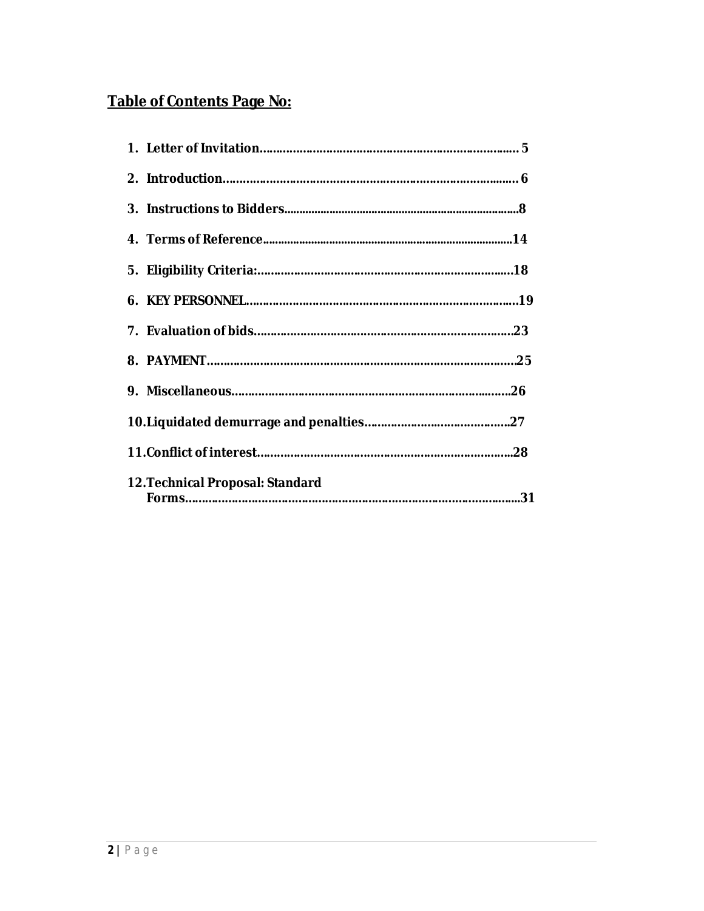## Table of Contents Page No:

1. **Letter of Invitation............................................................................... 5**
2. **Introduction........................................................................................ 6**
3. **Instructions to Bidders..............................................................................8**
4. **Terms of Reference..................................................................................14**
5. **Eligibility Criteria:...........................................................................18**
6. **KEY PERSONNEL...................................................................................19**
7. **Evaluation of bids...........................................................................23**
8. **PAYMENT..............................................................................................25**
9. **Miscellaneous...................................................................................26**
10. **Liquidated demurrage and penalties..........................................27**
11. **Conflict of interest.............................................................................28**
12. **Technical Proposal: Standard Forms.........................................................................................31**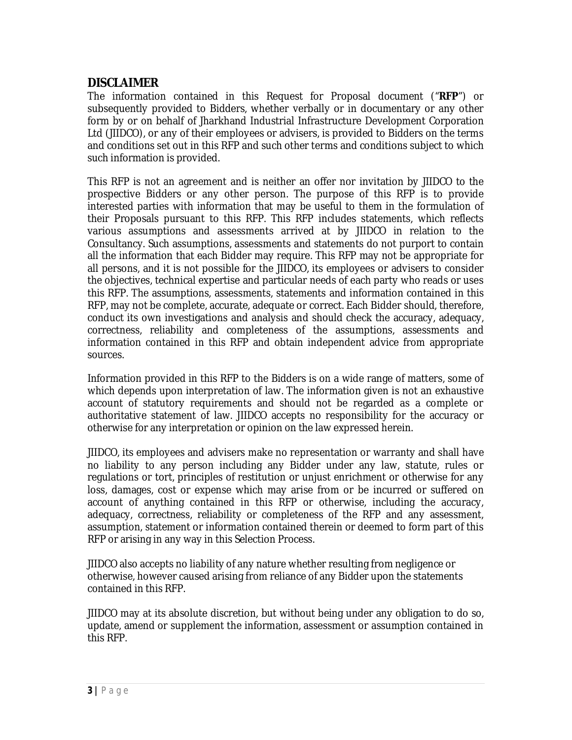## DISCLAIMER

The information contained in this Request for Proposal document ("**RFP**") or subsequently provided to Bidders, whether verbally or in documentary or any other form by or on behalf of Jharkhand Industrial Infrastructure Development Corporation Ltd (JIIDCO), or any of their employees or advisers, is provided to Bidders on the terms and conditions set out in this RFP and such other terms and conditions subject to which such information is provided.

This RFP is not an agreement and is neither an offer nor invitation by JIIDCO to the prospective Bidders or any other person. The purpose of this RFP is to provide interested parties with information that may be useful to them in the formulation of their Proposals pursuant to this RFP. This RFP includes statements, which reflects various assumptions and assessments arrived at by JIIDCO in relation to the Consultancy. Such assumptions, assessments and statements do not purport to contain all the information that each Bidder may require. This RFP may not be appropriate for all persons, and it is not possible for the JIIDCO, its employees or advisers to consider the objectives, technical expertise and particular needs of each party who reads or uses this RFP. The assumptions, assessments, statements and information contained in this RFP, may not be complete, accurate, adequate or correct. Each Bidder should, therefore, conduct its own investigations and analysis and should check the accuracy, adequacy, correctness, reliability and completeness of the assumptions, assessments and information contained in this RFP and obtain independent advice from appropriate sources.

Information provided in this RFP to the Bidders is on a wide range of matters, some of which depends upon interpretation of law. The information given is not an exhaustive account of statutory requirements and should not be regarded as a complete or authoritative statement of law. JIIDCO accepts no responsibility for the accuracy or otherwise for any interpretation or opinion on the law expressed herein.

JIIDCO, its employees and advisers make no representation or warranty and shall have no liability to any person including any Bidder under any law, statute, rules or regulations or tort, principles of restitution or unjust enrichment or otherwise for any loss, damages, cost or expense which may arise from or be incurred or suffered on account of anything contained in this RFP or otherwise, including the accuracy, adequacy, correctness, reliability or completeness of the RFP and any assessment, assumption, statement or information contained therein or deemed to form part of this RFP or arising in any way in this Selection Process.

JIIDCO also accepts no liability of any nature whether resulting from negligence or otherwise, however caused arising from reliance of any Bidder upon the statements contained in this RFP.

JIIDCO may at its absolute discretion, but without being under any obligation to do so, update, amend or supplement the information, assessment or assumption contained in this RFP.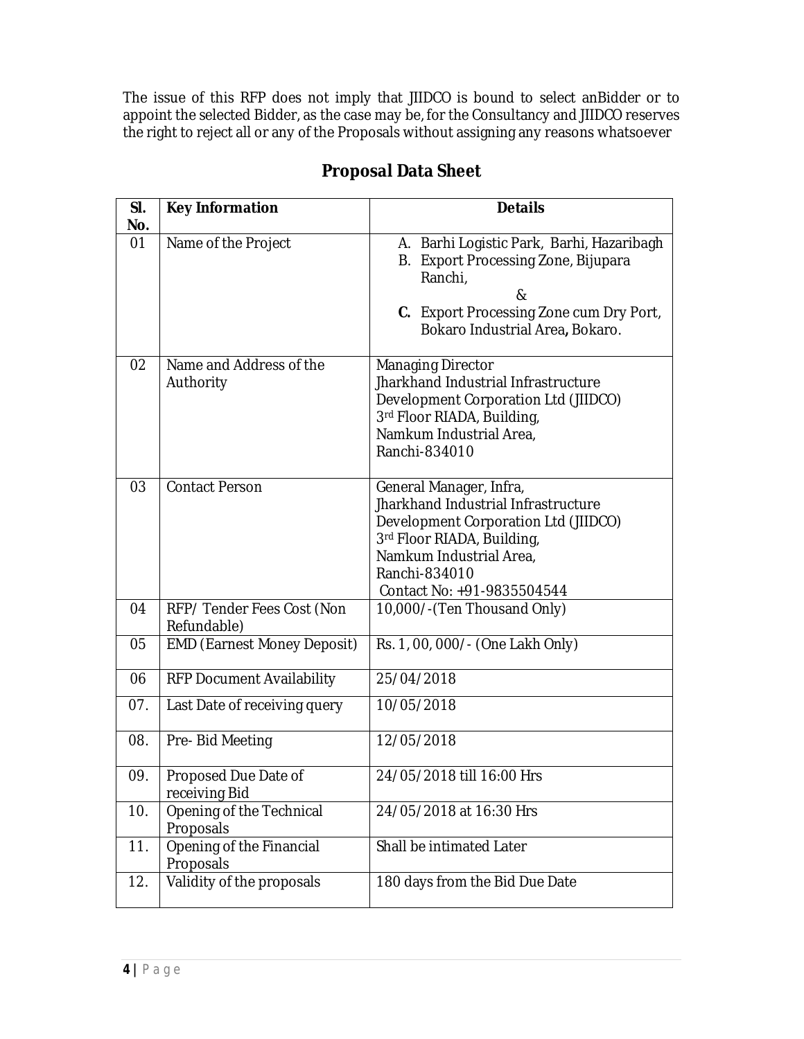The issue of this RFP does not imply that JIIDCO is bound to select anBidder or to appoint the selected Bidder, as the case may be, for the Consultancy and JIIDCO reserves the right to reject all or any of the Proposals without assigning any reasons whatsoever

## Proposal Data Sheet

| Sl. No. | Key Information | Details |
|---|---|---|
| 01 | Name of the Project | A. Barhi Logistic Park, Barhi, Hazaribagh<br>B. Export Processing Zone, Bijupara Ranchi,<br>&<br>**C.** Export Processing Zone cum Dry Port, Bokaro Industrial Area**,** Bokaro. |
| 02 | Name and Address of the Authority | Managing Director<br>Jharkhand Industrial Infrastructure Development Corporation Ltd (JIIDCO)<br>3rd Floor RIADA, Building,<br>Namkum Industrial Area,<br>Ranchi-834010 |
| 03 | Contact Person | General Manager, Infra,<br>Jharkhand Industrial Infrastructure Development Corporation Ltd (JIIDCO)<br>3rd Floor RIADA, Building,<br>Namkum Industrial Area,<br>Ranchi-834010<br>Contact No: +91-9835504544 |
| 04 | RFP/ Tender Fees Cost (Non Refundable) | 10,000/-(Ten Thousand Only) |
| 05 | EMD (Earnest Money Deposit) | Rs. 1, 00, 000/- (One Lakh Only) |
| 06 | RFP Document Availability | 25/04/2018 |
| 07. | Last Date of receiving query | 10/05/2018 |
| 08. | Pre- Bid Meeting | 12/05/2018 |
| 09. | Proposed Due Date of receiving Bid | 24/05/2018 till 16:00 Hrs |
| 10. | Opening of the Technical Proposals | 24/05/2018 at 16:30 Hrs |
| 11. | Opening of the Financial Proposals | Shall be intimated Later |
| 12. | Validity of the proposals | 180 days from the Bid Due Date |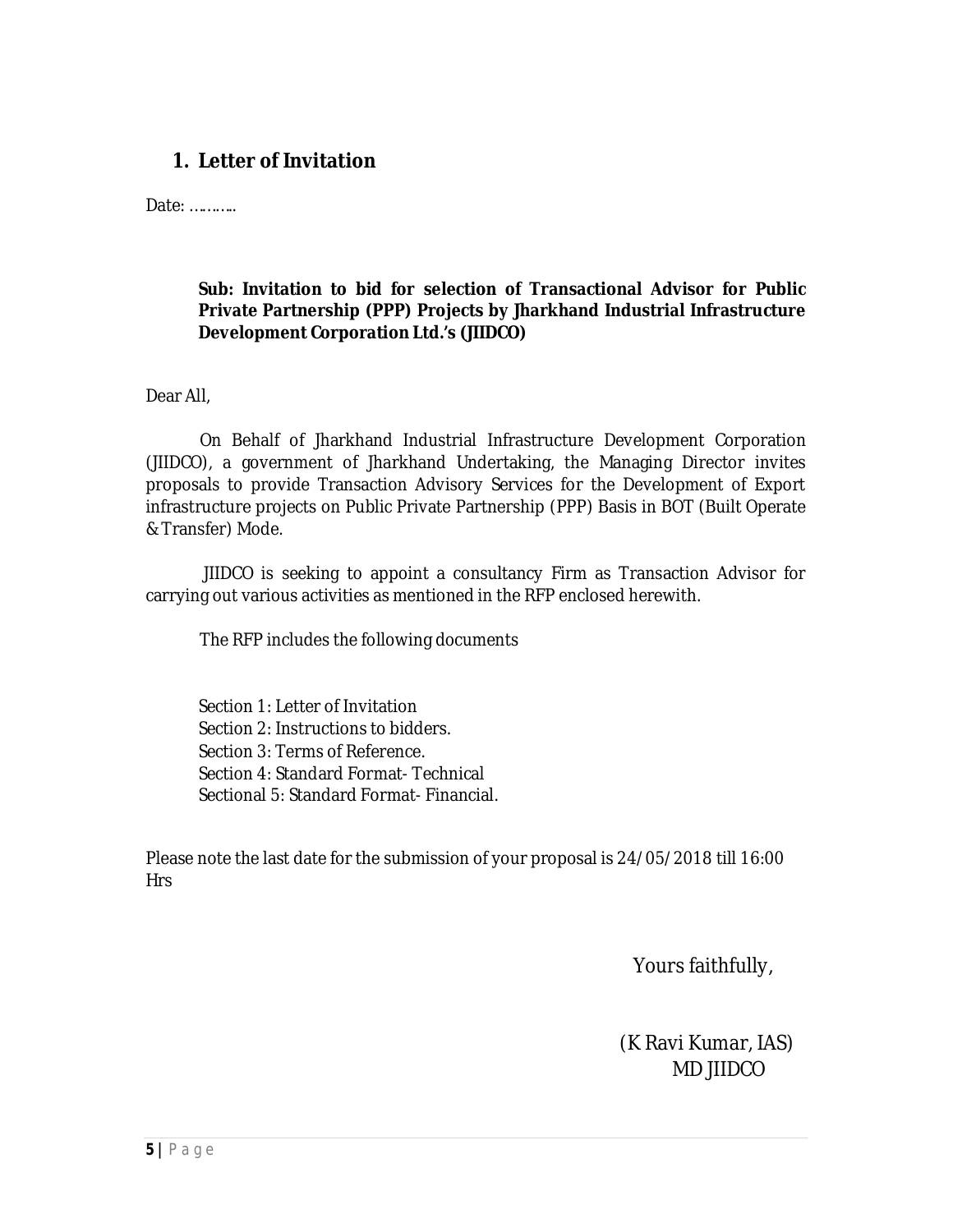## 1. Letter of Invitation

Date: ………..

**Sub: Invitation to bid for selection of Transactional Advisor for Public Private Partnership (PPP) Projects by Jharkhand Industrial Infrastructure Development Corporation Ltd.'s (JIIDCO)**

Dear All,

On Behalf of Jharkhand Industrial Infrastructure Development Corporation (JIIDCO), a government of Jharkhand Undertaking, the Managing Director invites proposals to provide Transaction Advisory Services for the Development of Export infrastructure projects on Public Private Partnership (PPP) Basis in BOT (Built Operate & Transfer) Mode.

JIIDCO is seeking to appoint a consultancy Firm as Transaction Advisor for carrying out various activities as mentioned in the RFP enclosed herewith.

The RFP includes the following documents

Section 1: Letter of Invitation
Section 2: Instructions to bidders.
Section 3: Terms of Reference.
Section 4: Standard Format- Technical
Sectional 5: Standard Format- Financial.

Please note the last date for the submission of your proposal is 24/05/2018 till 16:00 Hrs

Yours faithfully,

(K Ravi Kumar, IAS)
MD JIIDCO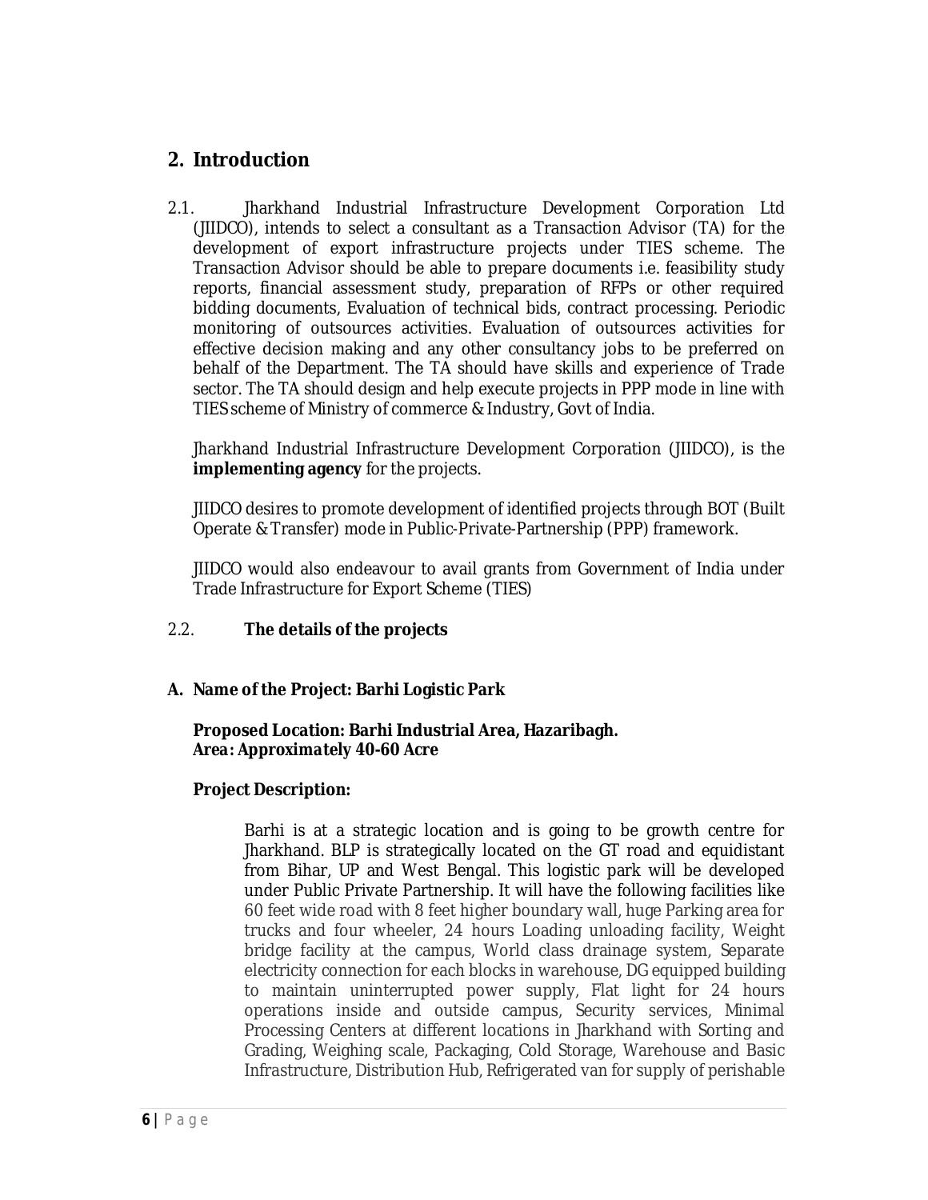## 2. Introduction

2.1. Jharkhand Industrial Infrastructure Development Corporation Ltd (JIIDCO), intends to select a consultant as a Transaction Advisor (TA) for the development of export infrastructure projects under TIES scheme. The Transaction Advisor should be able to prepare documents i.e. feasibility study reports, financial assessment study, preparation of RFPs or other required bidding documents, Evaluation of technical bids, contract processing. Periodic monitoring of outsources activities. Evaluation of outsources activities for effective decision making and any other consultancy jobs to be preferred on behalf of the Department. The TA should have skills and experience of Trade sector. The TA should design and help execute projects in PPP mode in line with TIES scheme of Ministry of commerce & Industry, Govt of India.

Jharkhand Industrial Infrastructure Development Corporation (JIIDCO), is the **implementing agency** for the projects.

JIIDCO desires to promote development of identified projects through BOT (Built Operate & Transfer) mode in Public-Private-Partnership (PPP) framework.

JIIDCO would also endeavour to avail grants from Government of India under Trade Infrastructure for Export Scheme (TIES)

2.2. **The details of the projects**

**A. Name of the Project: Barhi Logistic Park**

**Proposed Location: Barhi Industrial Area, Hazaribagh.**
**Area: Approximately 40-60 Acre**

**Project Description:**

Barhi is at a strategic location and is going to be growth centre for Jharkhand. BLP is strategically located on the GT road and equidistant from Bihar, UP and West Bengal. This logistic park will be developed under Public Private Partnership. It will have the following facilities like 60 feet wide road with 8 feet higher boundary wall, huge Parking area for trucks and four wheeler, 24 hours Loading unloading facility, Weight bridge facility at the campus, World class drainage system, Separate electricity connection for each blocks in warehouse, DG equipped building to maintain uninterrupted power supply, Flat light for 24 hours operations inside and outside campus, Security services, Minimal Processing Centers at different locations in Jharkhand with Sorting and Grading, Weighing scale, Packaging, Cold Storage, Warehouse and Basic Infrastructure, Distribution Hub, Refrigerated van for supply of perishable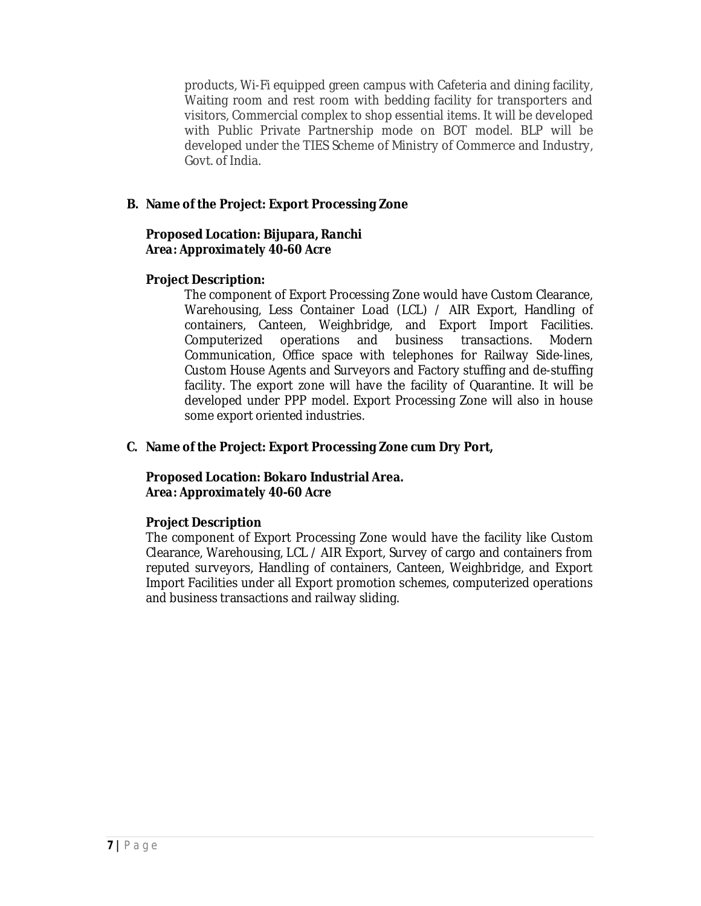products, Wi-Fi equipped green campus with Cafeteria and dining facility, Waiting room and rest room with bedding facility for transporters and visitors, Commercial complex to shop essential items. It will be developed with Public Private Partnership mode on BOT model. BLP will be developed under the TIES Scheme of Ministry of Commerce and Industry, Govt. of India.

**B. Name of the Project: Export Processing Zone**

**Proposed Location: Bijupara, Ranchi**
***Area: Approximately 40-60 Acre***

**Project Description:**

The component of Export Processing Zone would have Custom Clearance, Warehousing, Less Container Load (LCL) / AIR Export, Handling of containers, Canteen, Weighbridge, and Export Import Facilities. Computerized operations and business transactions. Modern Communication, Office space with telephones for Railway Side-lines, Custom House Agents and Surveyors and Factory stuffing and de-stuffing facility. The export zone will have the facility of Quarantine. It will be developed under PPP model. Export Processing Zone will also in house some export oriented industries.

**C. Name of the Project: Export Processing Zone cum Dry Port,**

**Proposed Location: Bokaro Industrial Area.**
***Area: Approximately 40-60 Acre***

**Project Description**

The component of Export Processing Zone would have the facility like Custom Clearance, Warehousing, LCL / AIR Export, Survey of cargo and containers from reputed surveyors, Handling of containers, Canteen, Weighbridge, and Export Import Facilities under all Export promotion schemes, computerized operations and business transactions and railway sliding.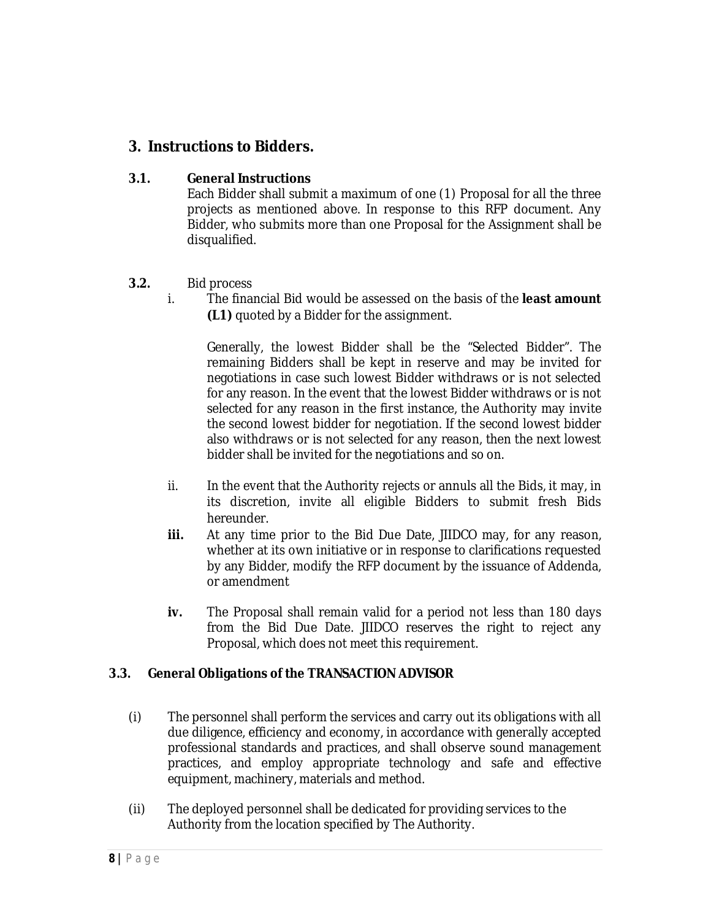## 3. Instructions to Bidders.

### 3.1. General Instructions

Each Bidder shall submit a maximum of one (1) Proposal for all the three projects as mentioned above. In response to this RFP document. Any Bidder, who submits more than one Proposal for the Assignment shall be disqualified.

### 3.2. Bid process

i. The financial Bid would be assessed on the basis of the **least amount (L1)** quoted by a Bidder for the assignment.

   Generally, the lowest Bidder shall be the "Selected Bidder". The remaining Bidders shall be kept in reserve and may be invited for negotiations in case such lowest Bidder withdraws or is not selected for any reason. In the event that the lowest Bidder withdraws or is not selected for any reason in the first instance, the Authority may invite the second lowest bidder for negotiation. If the second lowest bidder also withdraws or is not selected for any reason, then the next lowest bidder shall be invited for the negotiations and so on.

ii. In the event that the Authority rejects or annuls all the Bids, it may, in its discretion, invite all eligible Bidders to submit fresh Bids hereunder.

**iii.** At any time prior to the Bid Due Date, JIIDCO may, for any reason, whether at its own initiative or in response to clarifications requested by any Bidder, modify the RFP document by the issuance of Addenda, or amendment

**iv.** The Proposal shall remain valid for a period not less than 180 days from the Bid Due Date. JIIDCO reserves the right to reject any Proposal, which does not meet this requirement.

### 3.3. General Obligations of the TRANSACTION ADVISOR

(i) The personnel shall perform the services and carry out its obligations with all due diligence, efficiency and economy, in accordance with generally accepted professional standards and practices, and shall observe sound management practices, and employ appropriate technology and safe and effective equipment, machinery, materials and method.

(ii) The deployed personnel shall be dedicated for providing services to the Authority from the location specified by The Authority.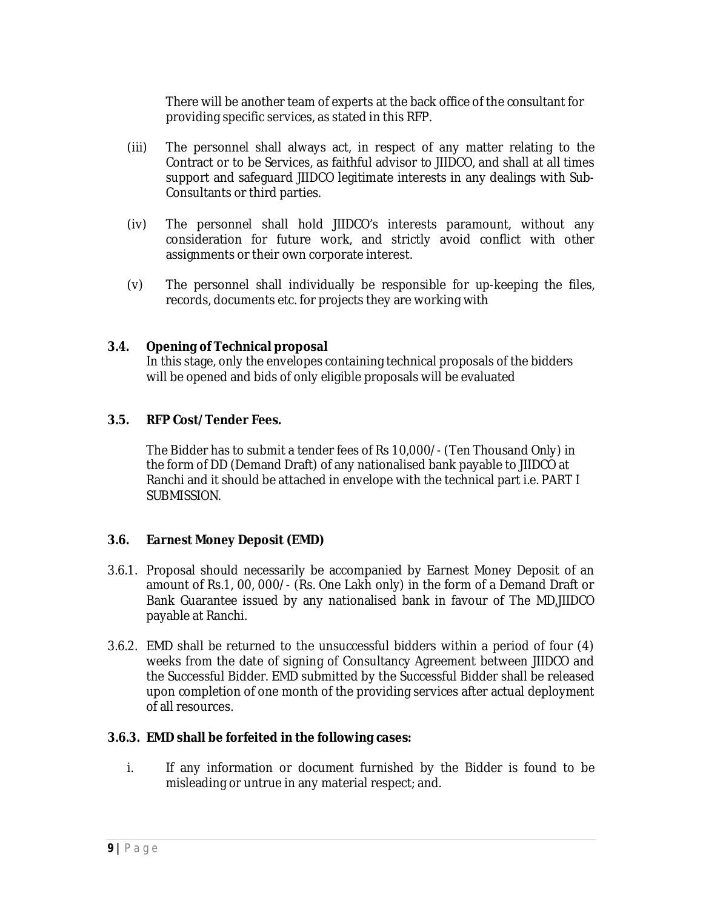There will be another team of experts at the back office of the consultant for providing specific services, as stated in this RFP.

(iii) The personnel shall always act, in respect of any matter relating to the Contract or to be Services, as faithful advisor to JIIDCO, and shall at all times support and safeguard JIIDCO legitimate interests in any dealings with Sub-Consultants or third parties.

(iv) The personnel shall hold JIIDCO's interests paramount, without any consideration for future work, and strictly avoid conflict with other assignments or their own corporate interest.

(v) The personnel shall individually be responsible for up-keeping the files, records, documents etc. for projects they are working with

### 3.4. Opening of Technical proposal

In this stage, only the envelopes containing technical proposals of the bidders will be opened and bids of only eligible proposals will be evaluated

### 3.5. RFP Cost/ Tender Fees.

The Bidder has to submit a tender fees of Rs 10,000/- (Ten Thousand Only) in the form of DD (Demand Draft) of any nationalised bank payable to JIIDCO at Ranchi and it should be attached in envelope with the technical part i.e. PART I SUBMISSION.

### 3.6. Earnest Money Deposit (EMD)

3.6.1. Proposal should necessarily be accompanied by Earnest Money Deposit of an amount of Rs.1, 00, 000/- (Rs. One Lakh only) in the form of a Demand Draft or Bank Guarantee issued by any nationalised bank in favour of The MD,JIIDCO payable at Ranchi.

3.6.2. EMD shall be returned to the unsuccessful bidders within a period of four (4) weeks from the date of signing of Consultancy Agreement between JIIDCO and the Successful Bidder. EMD submitted by the Successful Bidder shall be released upon completion of one month of the providing services after actual deployment of all resources.

**3.6.3. EMD shall be forfeited in the following cases:**

i. If any information or document furnished by the Bidder is found to be misleading or untrue in any material respect; and.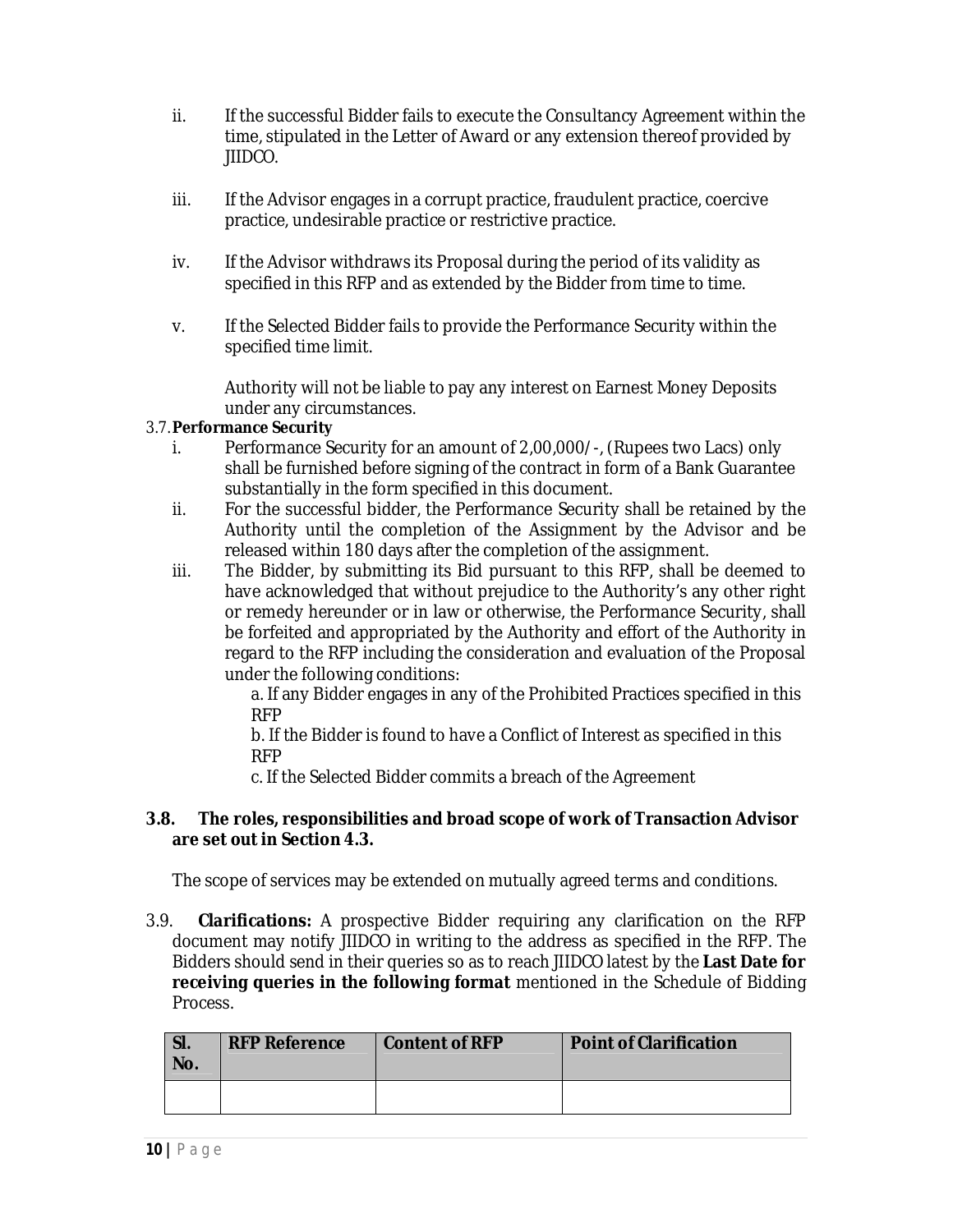ii. If the successful Bidder fails to execute the Consultancy Agreement within the time, stipulated in the Letter of Award or any extension thereof provided by JIIDCO.

iii. If the Advisor engages in a corrupt practice, fraudulent practice, coercive practice, undesirable practice or restrictive practice.

iv. If the Advisor withdraws its Proposal during the period of its validity as specified in this RFP and as extended by the Bidder from time to time.

v. If the Selected Bidder fails to provide the Performance Security within the specified time limit.

Authority will not be liable to pay any interest on Earnest Money Deposits under any circumstances.

3.7. **Performance Security**

i. Performance Security for an amount of 2,00,000/-, (Rupees two Lacs) only shall be furnished before signing of the contract in form of a Bank Guarantee substantially in the form specified in this document.

ii. For the successful bidder, the Performance Security shall be retained by the Authority until the completion of the Assignment by the Advisor and be released within 180 days after the completion of the assignment.

iii. The Bidder, by submitting its Bid pursuant to this RFP, shall be deemed to have acknowledged that without prejudice to the Authority's any other right or remedy hereunder or in law or otherwise, the Performance Security, shall be forfeited and appropriated by the Authority and effort of the Authority in regard to the RFP including the consideration and evaluation of the Proposal under the following conditions:

a. If any Bidder engages in any of the Prohibited Practices specified in this RFP

b. If the Bidder is found to have a Conflict of Interest as specified in this RFP

c. If the Selected Bidder commits a breach of the Agreement

**3.8. The roles, responsibilities and broad scope of work of Transaction Advisor are set out in Section 4.3.**

The scope of services may be extended on mutually agreed terms and conditions.

3.9. **Clarifications:** A prospective Bidder requiring any clarification on the RFP document may notify JIIDCO in writing to the address as specified in the RFP. The Bidders should send in their queries so as to reach JIIDCO latest by the **Last Date for receiving queries in the following format** mentioned in the Schedule of Bidding Process.

| Sl. No. | RFP Reference | Content of RFP | Point of Clarification |
|---|---|---|---|
| | | | |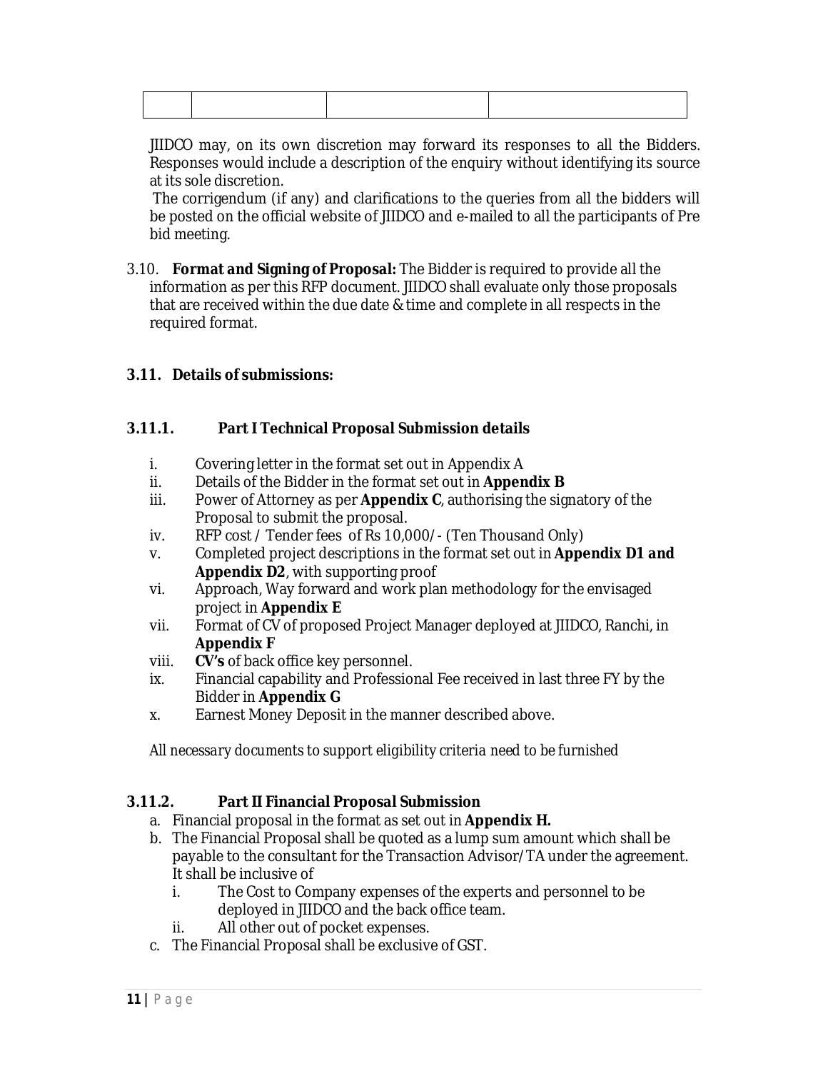| | | | |
|---|---|---|---|

JIIDCO may, on its own discretion may forward its responses to all the Bidders. Responses would include a description of the enquiry without identifying its source at its sole discretion.

The corrigendum (if any) and clarifications to the queries from all the bidders will be posted on the official website of JIIDCO and e-mailed to all the participants of Pre bid meeting.

3.10. **Format and Signing of Proposal:** The Bidder is required to provide all the information as per this RFP document. JIIDCO shall evaluate only those proposals that are received within the due date & time and complete in all respects in the required format.

### 3.11. Details of submissions:

#### 3.11.1. Part I Technical Proposal Submission details

i. Covering letter in the format set out in Appendix A
ii. Details of the Bidder in the format set out in **Appendix B**
iii. Power of Attorney as per **Appendix C**, authorising the signatory of the Proposal to submit the proposal.
iv. RFP cost / Tender fees of Rs 10,000/- (Ten Thousand Only)
v. Completed project descriptions in the format set out in **Appendix D1 and Appendix D2**, with supporting proof
vi. Approach, Way forward and work plan methodology for the envisaged project in **Appendix E**
vii. Format of CV of proposed Project Manager deployed at JIIDCO, Ranchi, in **Appendix F**
viii. **CV's** of back office key personnel.
ix. Financial capability and Professional Fee received in last three FY by the Bidder in **Appendix G**
x. Earnest Money Deposit in the manner described above.

*All necessary documents to support eligibility criteria need to be furnished*

#### 3.11.2. Part II Financial Proposal Submission

a. Financial proposal in the format as set out in **Appendix H.**
b. The Financial Proposal shall be quoted as a lump sum amount which shall be payable to the consultant for the Transaction Advisor/TA under the agreement. It shall be inclusive of
   i. The Cost to Company expenses of the experts and personnel to be deployed in JIIDCO and the back office team.
   ii. All other out of pocket expenses.
c. The Financial Proposal shall be exclusive of GST.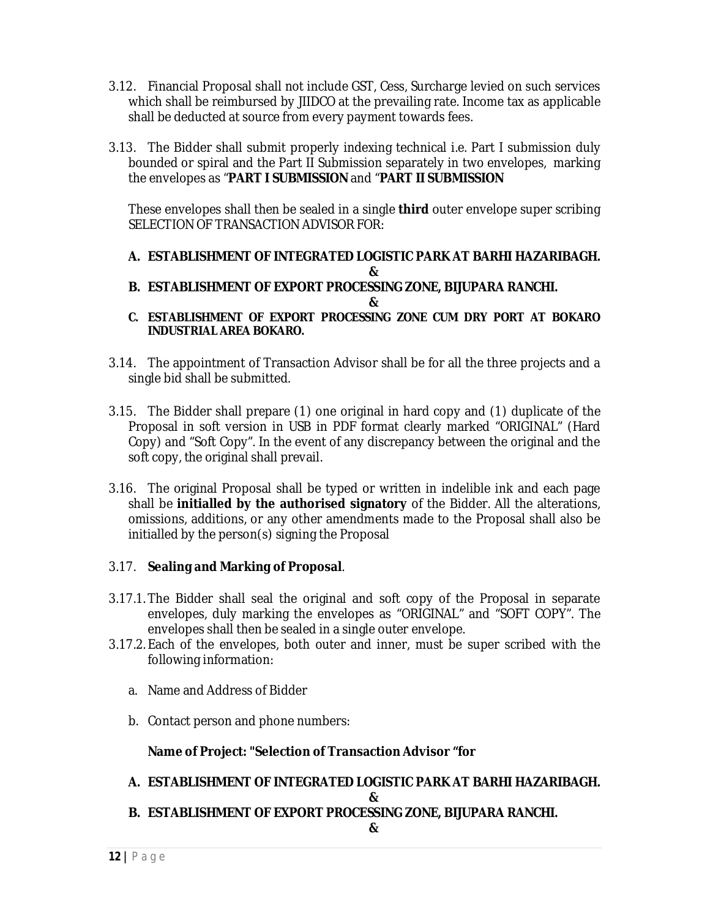3.12. Financial Proposal shall not include GST, Cess, Surcharge levied on such services which shall be reimbursed by JIIDCO at the prevailing rate. Income tax as applicable shall be deducted at source from every payment towards fees.

3.13. The Bidder shall submit properly indexing technical i.e. Part I submission duly bounded or spiral and the Part II Submission separately in two envelopes, marking the envelopes as "**PART I SUBMISSION** and "**PART II SUBMISSION**

These envelopes shall then be sealed in a single **third** outer envelope super scribing SELECTION OF TRANSACTION ADVISOR FOR:

**A. ESTABLISHMENT OF INTEGRATED LOGISTIC PARK AT BARHI HAZARIBAGH.**

**&**

**B. ESTABLISHMENT OF EXPORT PROCESSING ZONE, BIJUPARA RANCHI.**

**&**

**C. ESTABLISHMENT OF EXPORT PROCESSING ZONE CUM DRY PORT AT BOKARO INDUSTRIAL AREA BOKARO.**

3.14. The appointment of Transaction Advisor shall be for all the three projects and a single bid shall be submitted.

3.15. The Bidder shall prepare (1) one original in hard copy and (1) duplicate of the Proposal in soft version in USB in PDF format clearly marked "ORIGINAL" (Hard Copy) and "Soft Copy". In the event of any discrepancy between the original and the soft copy, the original shall prevail.

3.16. The original Proposal shall be typed or written in indelible ink and each page shall be **initialled by the authorised signatory** of the Bidder. All the alterations, omissions, additions, or any other amendments made to the Proposal shall also be initialled by the person(s) signing the Proposal

3.17. **Sealing and Marking of Proposal**.

3.17.1. The Bidder shall seal the original and soft copy of the Proposal in separate envelopes, duly marking the envelopes as "ORIGINAL" and "SOFT COPY". The envelopes shall then be sealed in a single outer envelope.

3.17.2. Each of the envelopes, both outer and inner, must be super scribed with the following information:

a. Name and Address of Bidder

b. Contact person and phone numbers:

**Name of Project: "Selection of Transaction Advisor "for**

**A. ESTABLISHMENT OF INTEGRATED LOGISTIC PARK AT BARHI HAZARIBAGH.**

**&**

**B. ESTABLISHMENT OF EXPORT PROCESSING ZONE, BIJUPARA RANCHI.**

**&**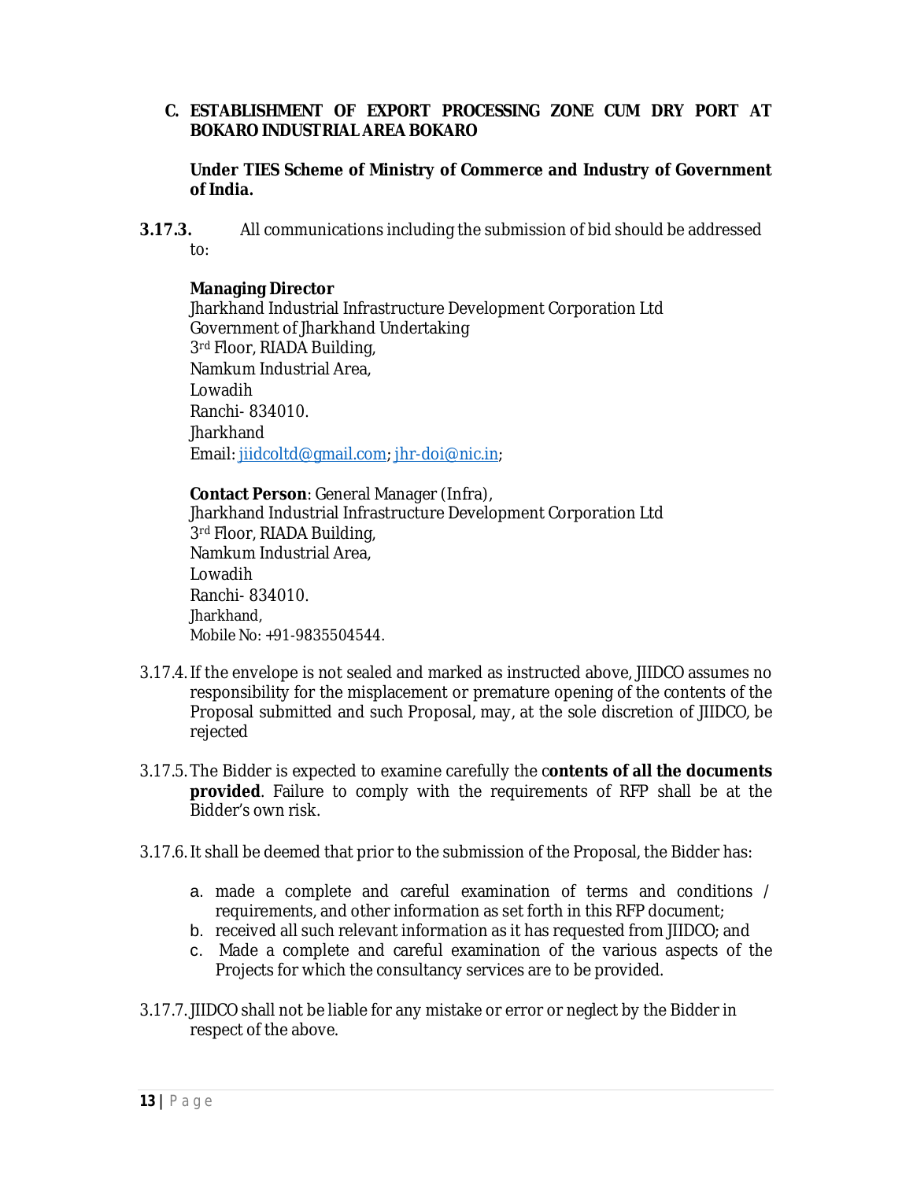C. **ESTABLISHMENT OF EXPORT PROCESSING ZONE CUM DRY PORT AT BOKARO INDUSTRIAL AREA BOKARO**

**Under TIES Scheme of Ministry of Commerce and Industry of Government of India.**

**3.17.3.** All communications including the submission of bid should be addressed to:

**Managing Director**
Jharkhand Industrial Infrastructure Development Corporation Ltd
Government of Jharkhand Undertaking
3rd Floor, RIADA Building,
Namkum Industrial Area,
Lowadih
Ranchi- 834010.
Jharkhand
Email: jiidcoltd@gmail.com; jhr-doi@nic.in;

**Contact Person**: General Manager (Infra),
Jharkhand Industrial Infrastructure Development Corporation Ltd
3rd Floor, RIADA Building,
Namkum Industrial Area,
Lowadih
Ranchi- 834010.
Jharkhand,
Mobile No: +91-9835504544.

3.17.4. If the envelope is not sealed and marked as instructed above, JIIDCO assumes no responsibility for the misplacement or premature opening of the contents of the Proposal submitted and such Proposal, may, at the sole discretion of JIIDCO, be rejected

3.17.5. The Bidder is expected to examine carefully the c**ontents of all the documents provided**. Failure to comply with the requirements of RFP shall be at the Bidder's own risk.

3.17.6. It shall be deemed that prior to the submission of the Proposal, the Bidder has:

a. made a complete and careful examination of terms and conditions / requirements, and other information as set forth in this RFP document;
b. received all such relevant information as it has requested from JIIDCO; and
c. Made a complete and careful examination of the various aspects of the Projects for which the consultancy services are to be provided.

3.17.7. JIIDCO shall not be liable for any mistake or error or neglect by the Bidder in respect of the above.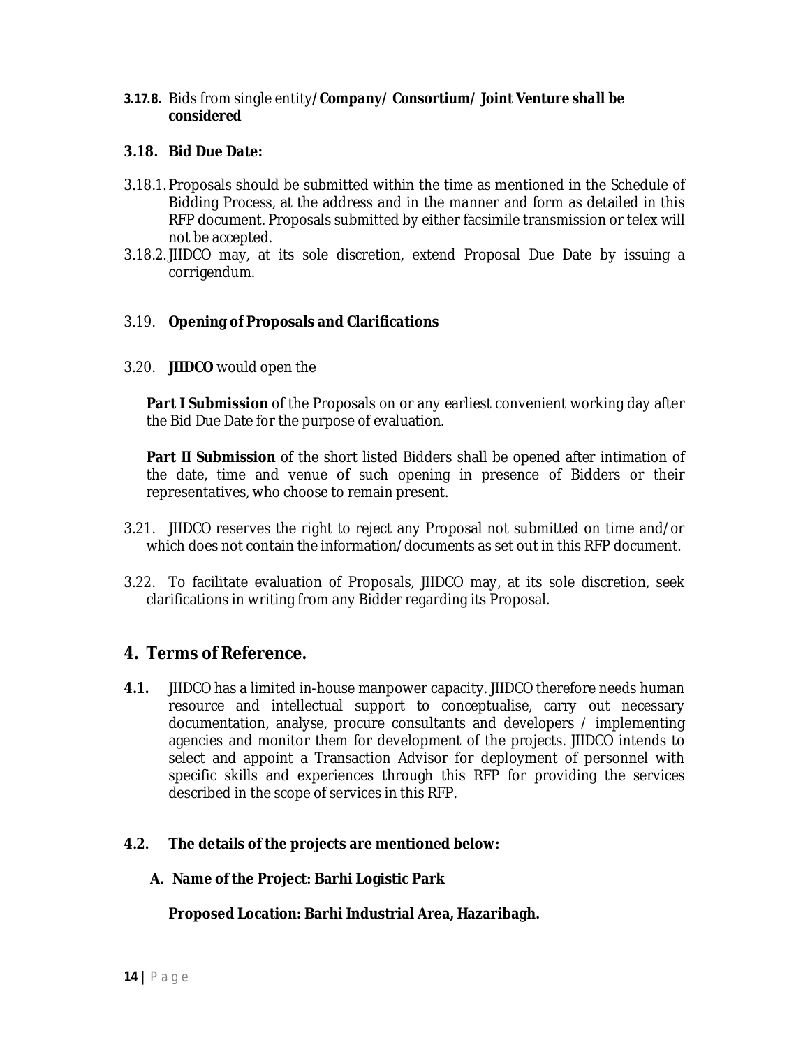**3.17.8.** Bids from single entity/***Company/ Consortium/ Joint Venture shall be considered***

### 3.18. Bid Due Date:

3.18.1. Proposals should be submitted within the time as mentioned in the Schedule of Bidding Process, at the address and in the manner and form as detailed in this RFP document. Proposals submitted by either facsimile transmission or telex will not be accepted.

3.18.2. JIIDCO may, at its sole discretion, extend Proposal Due Date by issuing a corrigendum.

3.19. **Opening of Proposals and Clarifications**

3.20. **JIIDCO** would open the

**Part I Submission** of the Proposals on or any earliest convenient working day after the Bid Due Date for the purpose of evaluation.

**Part II Submission** of the short listed Bidders shall be opened after intimation of the date, time and venue of such opening in presence of Bidders or their representatives, who choose to remain present.

3.21. JIIDCO reserves the right to reject any Proposal not submitted on time and/or which does not contain the information/documents as set out in this RFP document.

3.22. To facilitate evaluation of Proposals, JIIDCO may, at its sole discretion, seek clarifications in writing from any Bidder regarding its Proposal.

## 4. Terms of Reference.

**4.1.** JIIDCO has a limited in-house manpower capacity. JIIDCO therefore needs human resource and intellectual support to conceptualise, carry out necessary documentation, analyse, procure consultants and developers / implementing agencies and monitor them for development of the projects. JIIDCO intends to select and appoint a Transaction Advisor for deployment of personnel with specific skills and experiences through this RFP for providing the services described in the scope of services in this RFP.

**4.2. The details of the projects are mentioned below:**

**A. Name of the Project: Barhi Logistic Park**

**Proposed Location: Barhi Industrial Area, Hazaribagh.**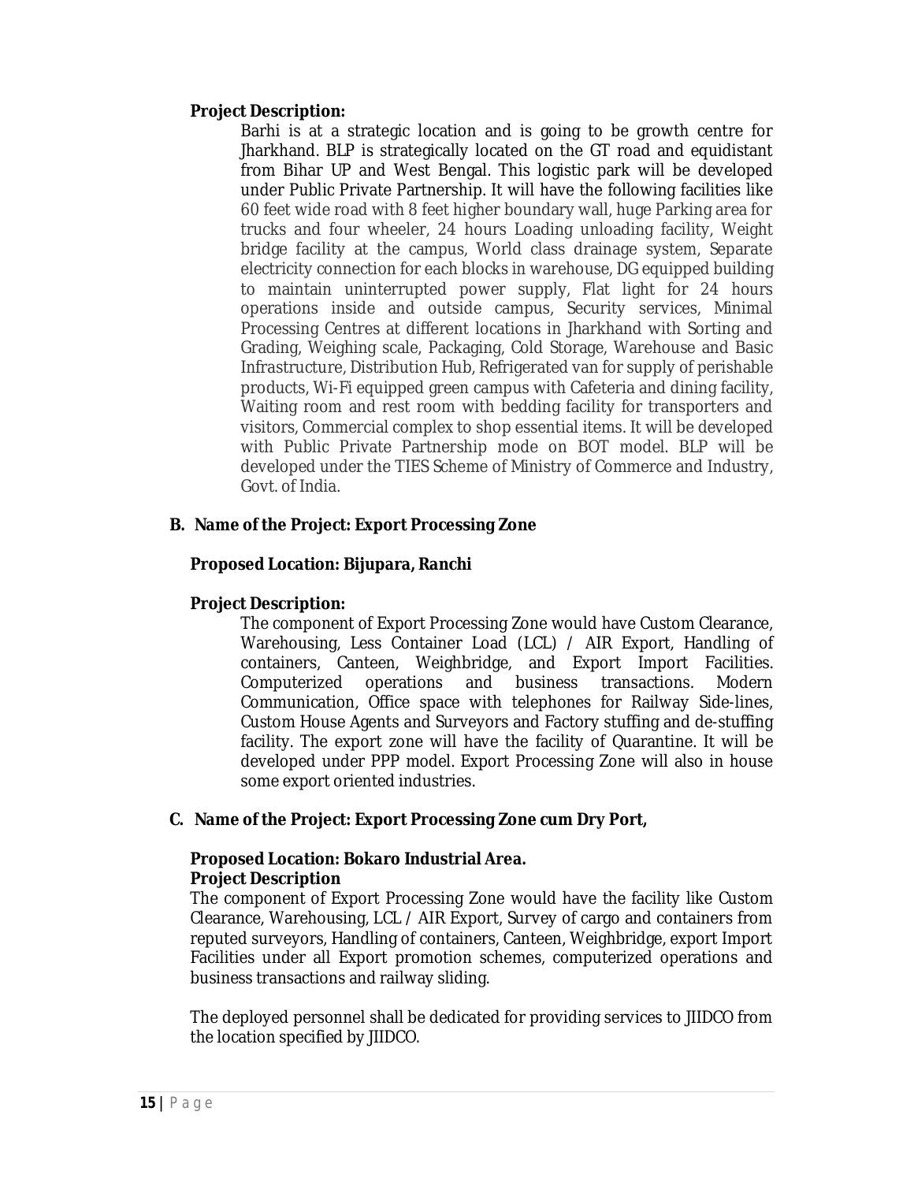**Project Description:**

Barhi is at a strategic location and is going to be growth centre for Jharkhand. BLP is strategically located on the GT road and equidistant from Bihar UP and West Bengal. This logistic park will be developed under Public Private Partnership. It will have the following facilities like 60 feet wide road with 8 feet higher boundary wall, huge Parking area for trucks and four wheeler, 24 hours Loading unloading facility, Weight bridge facility at the campus, World class drainage system, Separate electricity connection for each blocks in warehouse, DG equipped building to maintain uninterrupted power supply, Flat light for 24 hours operations inside and outside campus, Security services, Minimal Processing Centres at different locations in Jharkhand with Sorting and Grading, Weighing scale, Packaging, Cold Storage, Warehouse and Basic Infrastructure, Distribution Hub, Refrigerated van for supply of perishable products, Wi-Fi equipped green campus with Cafeteria and dining facility, Waiting room and rest room with bedding facility for transporters and visitors, Commercial complex to shop essential items. It will be developed with Public Private Partnership mode on BOT model. BLP will be developed under the TIES Scheme of Ministry of Commerce and Industry, Govt. of India.

**B. Name of the Project: Export Processing Zone**

**Proposed Location: Bijupara, Ranchi**

**Project Description:**

The component of Export Processing Zone would have Custom Clearance, Warehousing, Less Container Load (LCL) / AIR Export, Handling of containers, Canteen, Weighbridge, and Export Import Facilities. Computerized operations and business transactions. Modern Communication, Office space with telephones for Railway Side-lines, Custom House Agents and Surveyors and Factory stuffing and de-stuffing facility. The export zone will have the facility of Quarantine. It will be developed under PPP model. Export Processing Zone will also in house some export oriented industries.

**C. Name of the Project: Export Processing Zone cum Dry Port,**

**Proposed Location: Bokaro Industrial Area.**
**Project Description**

The component of Export Processing Zone would have the facility like Custom Clearance, Warehousing, LCL / AIR Export, Survey of cargo and containers from reputed surveyors, Handling of containers, Canteen, Weighbridge, export Import Facilities under all Export promotion schemes, computerized operations and business transactions and railway sliding.

The deployed personnel shall be dedicated for providing services to JIIDCO from the location specified by JIIDCO.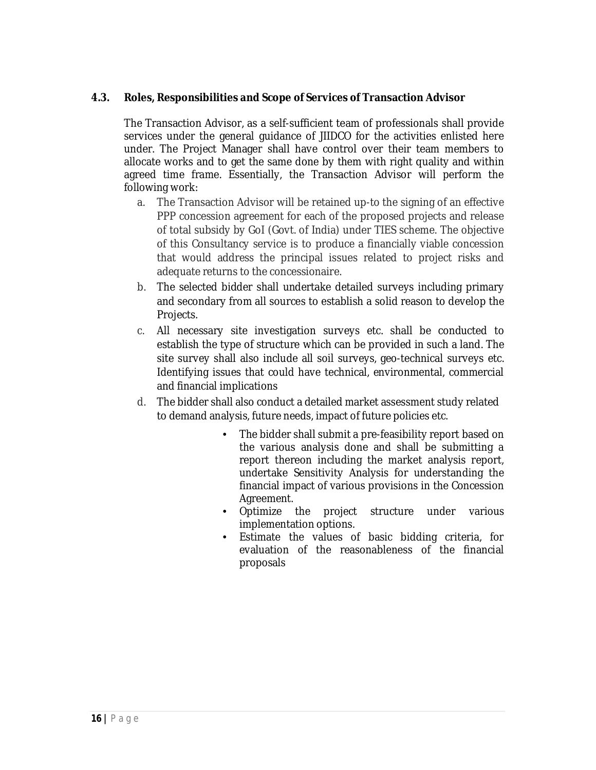### 4.3. Roles, Responsibilities and Scope of Services of Transaction Advisor

The Transaction Advisor, as a self-sufficient team of professionals shall provide services under the general guidance of JIIDCO for the activities enlisted here under. The Project Manager shall have control over their team members to allocate works and to get the same done by them with right quality and within agreed time frame. Essentially, the Transaction Advisor will perform the following work:

a. The Transaction Advisor will be retained up-to the signing of an effective PPP concession agreement for each of the proposed projects and release of total subsidy by GoI (Govt. of India) under TIES scheme. The objective of this Consultancy service is to produce a financially viable concession that would address the principal issues related to project risks and adequate returns to the concessionaire.

b. The selected bidder shall undertake detailed surveys including primary and secondary from all sources to establish a solid reason to develop the Projects.

c. All necessary site investigation surveys etc. shall be conducted to establish the type of structure which can be provided in such a land. The site survey shall also include all soil surveys, geo-technical surveys etc. Identifying issues that could have technical, environmental, commercial and financial implications

d. The bidder shall also conduct a detailed market assessment study related to demand analysis, future needs, impact of future policies etc.

- The bidder shall submit a pre-feasibility report based on the various analysis done and shall be submitting a report thereon including the market analysis report, undertake Sensitivity Analysis for understanding the financial impact of various provisions in the Concession Agreement.
- Optimize the project structure under various implementation options.
- Estimate the values of basic bidding criteria, for evaluation of the reasonableness of the financial proposals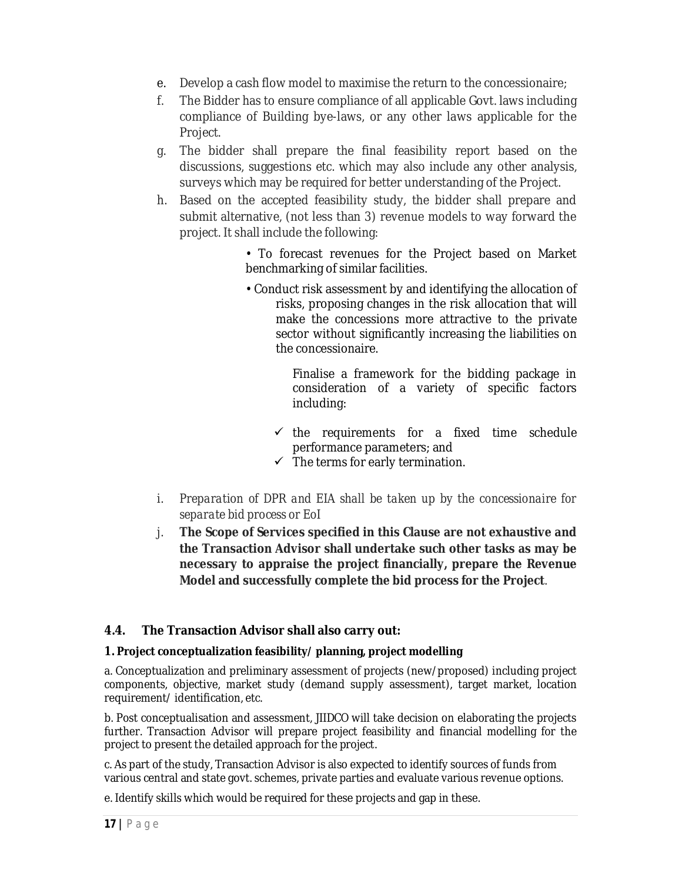e. Develop a cash flow model to maximise the return to the concessionaire;

f. The Bidder has to ensure compliance of all applicable Govt. laws including compliance of Building bye-laws, or any other laws applicable for the Project.

g. The bidder shall prepare the final feasibility report based on the discussions, suggestions etc. which may also include any other analysis, surveys which may be required for better understanding of the Project.

h. Based on the accepted feasibility study, the bidder shall prepare and submit alternative, (not less than 3) revenue models to way forward the project. It shall include the following:

- To forecast revenues for the Project based on Market benchmarking of similar facilities.
- Conduct risk assessment by and identifying the allocation of risks, proposing changes in the risk allocation that will make the concessions more attractive to the private sector without significantly increasing the liabilities on the concessionaire.

  Finalise a framework for the bidding package in consideration of a variety of specific factors including:

  - ✓ the requirements for a fixed time schedule performance parameters; and
  - ✓ The terms for early termination.

i. *Preparation of DPR and EIA shall be taken up by the concessionaire for separate bid process or EoI*

j. **The Scope of Services specified in this Clause are not exhaustive and the Transaction Advisor shall undertake such other tasks as may be necessary to appraise the project financially, prepare the Revenue Model and successfully complete the bid process for the Project**.

## 4.4. The Transaction Advisor shall also carry out:

**1. Project conceptualization feasibility/ planning, project modelling**

a. Conceptualization and preliminary assessment of projects (new/proposed) including project components, objective, market study (demand supply assessment), target market, location requirement/ identification, etc.

b. Post conceptualisation and assessment, JIIDCO will take decision on elaborating the projects further. Transaction Advisor will prepare project feasibility and financial modelling for the project to present the detailed approach for the project.

c. As part of the study, Transaction Advisor is also expected to identify sources of funds from various central and state govt. schemes, private parties and evaluate various revenue options.

e. Identify skills which would be required for these projects and gap in these.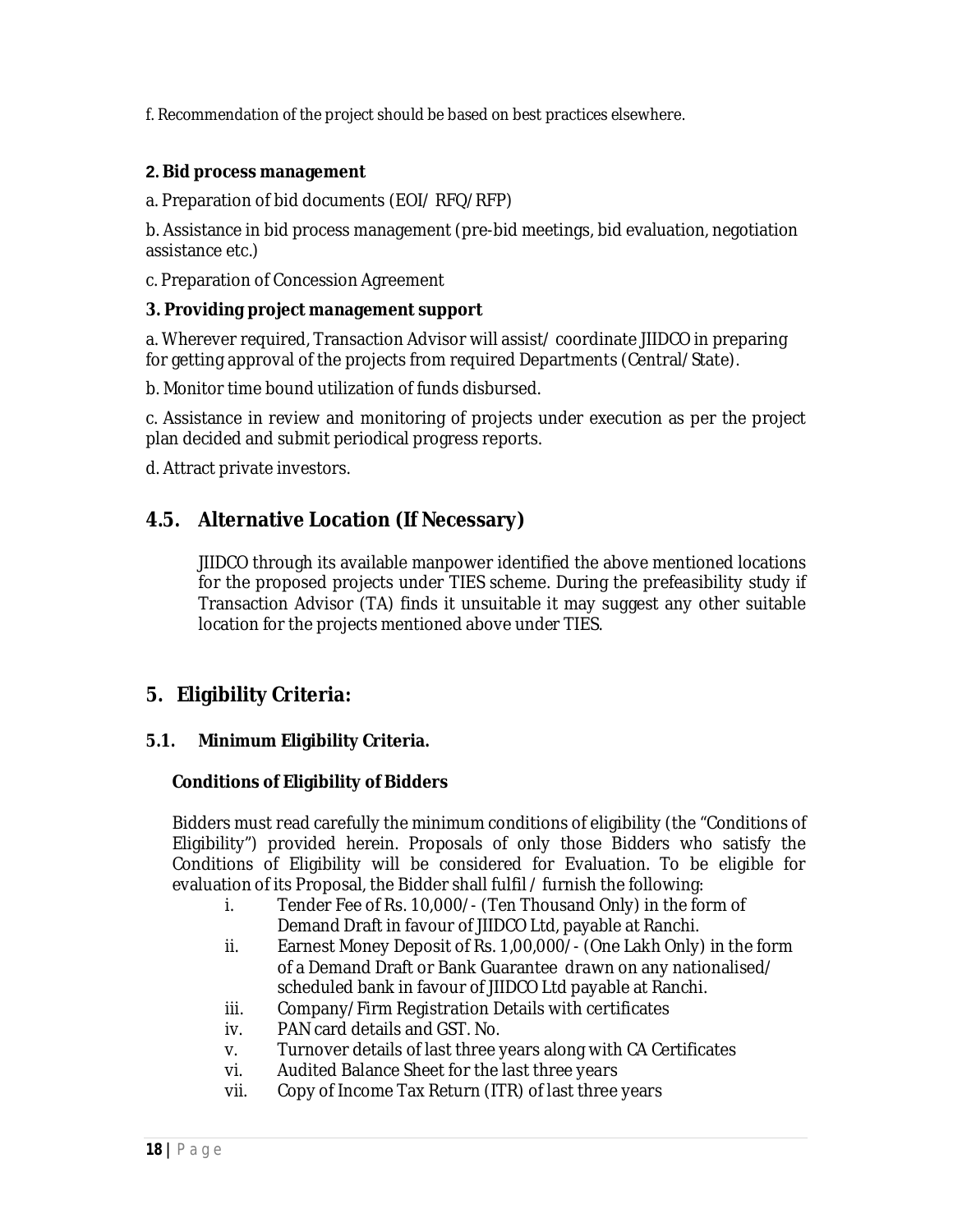f. Recommendation of the project should be based on best practices elsewhere.

**2. Bid process management**

a. Preparation of bid documents (EOI/ RFQ/RFP)

b. Assistance in bid process management (pre-bid meetings, bid evaluation, negotiation assistance etc.)

c. Preparation of Concession Agreement

**3. Providing project management support**

a. Wherever required, Transaction Advisor will assist/ coordinate JIIDCO in preparing for getting approval of the projects from required Departments (Central/State).

b. Monitor time bound utilization of funds disbursed.

c. Assistance in review and monitoring of projects under execution as per the project plan decided and submit periodical progress reports.

d. Attract private investors.

## 4.5. Alternative Location (If Necessary)

JIIDCO through its available manpower identified the above mentioned locations for the proposed projects under TIES scheme. During the prefeasibility study if Transaction Advisor (TA) finds it unsuitable it may suggest any other suitable location for the projects mentioned above under TIES.

## 5. Eligibility Criteria:

### 5.1. Minimum Eligibility Criteria.

**Conditions of Eligibility of Bidders**

Bidders must read carefully the minimum conditions of eligibility (the "Conditions of Eligibility") provided herein. Proposals of only those Bidders who satisfy the Conditions of Eligibility will be considered for Evaluation. To be eligible for evaluation of its Proposal, the Bidder shall fulfil / furnish the following:

i. Tender Fee of Rs. 10,000/- (Ten Thousand Only) in the form of Demand Draft in favour of JIIDCO Ltd, payable at Ranchi.

ii. Earnest Money Deposit of Rs. 1,00,000/- (One Lakh Only) in the form of a Demand Draft or Bank Guarantee drawn on any nationalised/ scheduled bank in favour of JIIDCO Ltd payable at Ranchi.

iii. Company/Firm Registration Details with certificates

iv. PAN card details and GST. No.

v. Turnover details of last three years along with CA Certificates

vi. Audited Balance Sheet for the last three years

vii. Copy of Income Tax Return (ITR) of last three years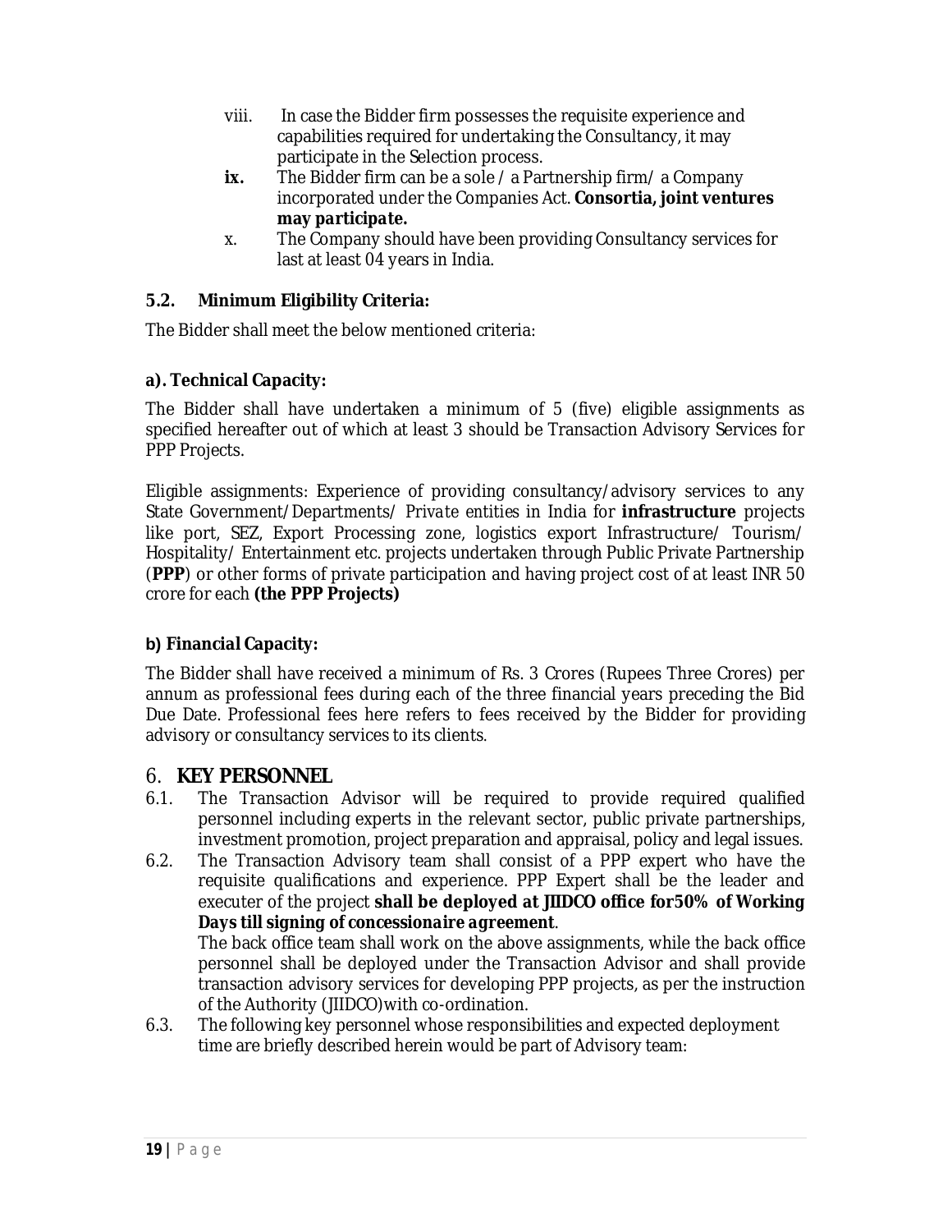viii. In case the Bidder firm possesses the requisite experience and capabilities required for undertaking the Consultancy, it may participate in the Selection process.

**ix.** The Bidder firm can be a sole / a Partnership firm/ a Company incorporated under the Companies Act. **Consortia, joint ventures *may participate.***

x. The Company should have been providing Consultancy services for last at least 04 years in India.

### 5.2. Minimum Eligibility Criteria:

The Bidder shall meet the below mentioned criteria:

**a). Technical Capacity:**

The Bidder shall have undertaken a minimum of 5 (five) eligible assignments as specified hereafter out of which at least 3 should be Transaction Advisory Services for PPP Projects.

Eligible assignments: Experience of providing consultancy/advisory services to any State Government/Departments/ *Private entities* in India for **infrastructure** projects like port, SEZ, Export Processing zone, logistics export Infrastructure/ Tourism/ Hospitality/ Entertainment etc. projects undertaken through Public Private Partnership (**PPP**) or other forms of private participation and having project cost of at least INR 50 crore for each **(the PPP Projects)**

**b) Financial Capacity:**

The Bidder shall have received a minimum of Rs. 3 Crores (Rupees Three Crores) per annum as professional fees during each of the three financial years preceding the Bid Due Date. Professional fees here refers to fees received by the Bidder for providing advisory or consultancy services to its clients.

## 6. KEY PERSONNEL

6.1. The Transaction Advisor will be required to provide required qualified personnel including experts in the relevant sector, public private partnerships, investment promotion, project preparation and appraisal, policy and legal issues.

6.2. The Transaction Advisory team shall consist of a PPP expert who have the requisite qualifications and experience. PPP Expert shall be the leader and executer of the project **shall be deployed at JIIDCO office for50% of Working Days till signing of *concessionaire agreement***.
The back office team shall work on the above assignments, while the back office personnel shall be deployed under the Transaction Advisor and shall provide transaction advisory services for developing PPP projects, as per the instruction of the Authority (JIIDCO)with co-ordination.

6.3. The following key personnel whose responsibilities and expected deployment time are briefly described herein would be part of Advisory team: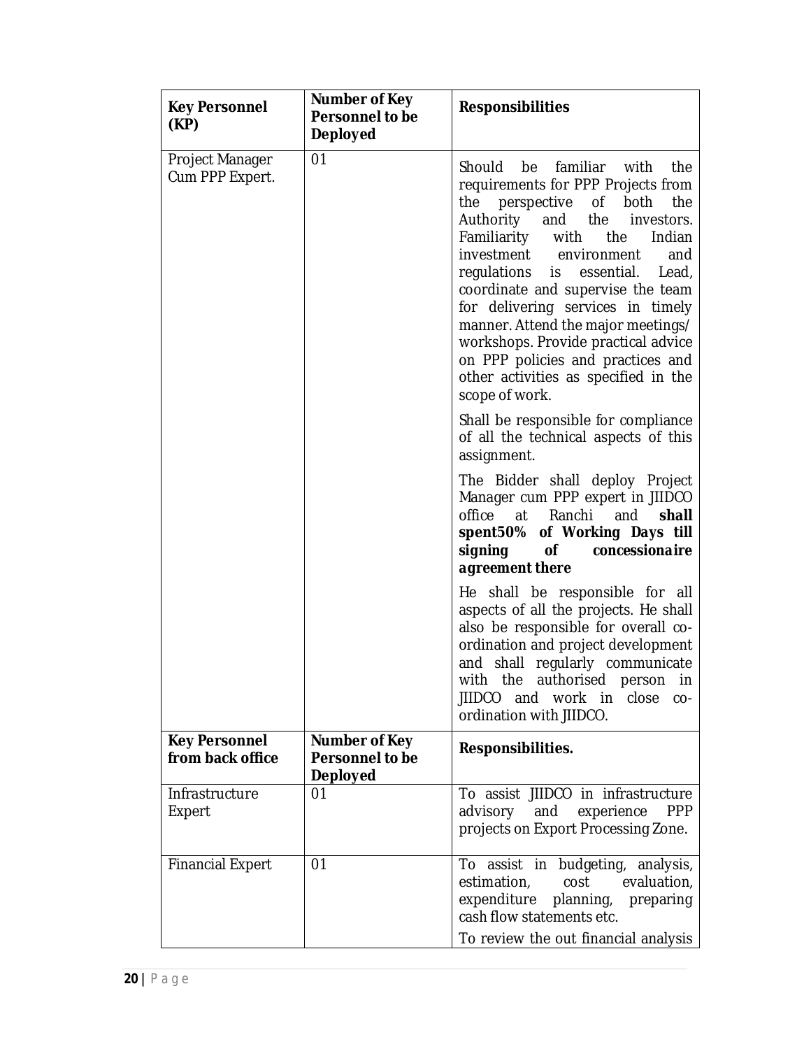| Key Personnel (KP) | Number of Key Personnel to be Deployed | Responsibilities |
|---|---|---|
| Project Manager Cum PPP Expert. | 01 | Should be familiar with the requirements for PPP Projects from the perspective of both the Authority and the investors. Familiarity with the Indian investment environment and regulations is essential. Lead, coordinate and supervise the team for delivering services in timely manner. Attend the major meetings/ workshops. Provide practical advice on PPP policies and practices and other activities as specified in the scope of work.<br><br>Shall be responsible for compliance of all the technical aspects of this assignment.<br><br>The Bidder shall deploy Project Manager cum PPP expert in JIIDCO office at Ranchi and **shall spent50% of Working Days till signing of concessionaire agreement there**<br><br>He shall be responsible for all aspects of all the projects. He shall also be responsible for overall co-ordination and project development and shall regularly communicate with the authorised person in JIIDCO and work in close co-ordination with JIIDCO. |
| **Key Personnel from back office** | **Number of Key Personnel to be Deployed** | **Responsibilities.** |
| Infrastructure Expert | 01 | To assist JIIDCO in infrastructure advisory and experience PPP projects on Export Processing Zone. |
| Financial Expert | 01 | To assist in budgeting, analysis, estimation, cost evaluation, expenditure planning, preparing cash flow statements etc.<br><br>To review the out financial analysis |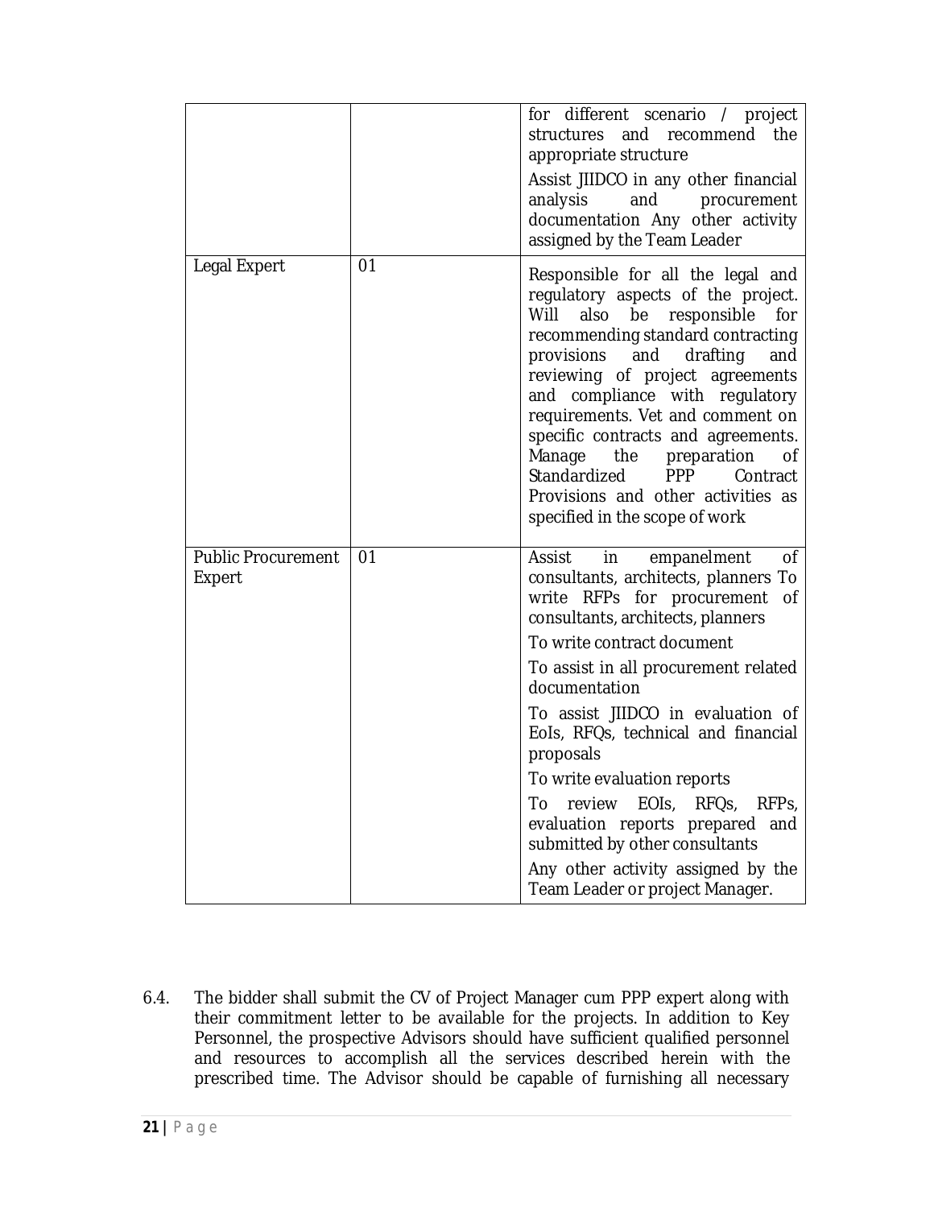| | | |
|---|---|---|
| | | for different scenario / project structures and recommend the appropriate structure<br><br>Assist JIIDCO in any other financial analysis and procurement documentation Any other activity assigned by the Team Leader |
| Legal Expert | 01 | Responsible for all the legal and regulatory aspects of the project. Will also be responsible for recommending standard contracting provisions and drafting and reviewing of project agreements and compliance with regulatory requirements. Vet and comment on specific contracts and agreements. Manage the preparation of Standardized PPP Contract Provisions and other activities as specified in the scope of work |
| Public Procurement Expert | 01 | Assist in empanelment of consultants, architects, planners To write RFPs for procurement of consultants, architects, planners<br><br>To write contract document<br><br>To assist in all procurement related documentation<br><br>To assist JIIDCO in evaluation of EoIs, RFQs, technical and financial proposals<br><br>To write evaluation reports<br><br>To review EOIs, RFQs, RFPs, evaluation reports prepared and submitted by other consultants<br><br>Any other activity assigned by the Team Leader or project Manager. |

6.4. The bidder shall submit the CV of Project Manager cum PPP expert along with their commitment letter to be available for the projects. In addition to Key Personnel, the prospective Advisors should have sufficient qualified personnel and resources to accomplish all the services described herein with the prescribed time. The Advisor should be capable of furnishing all necessary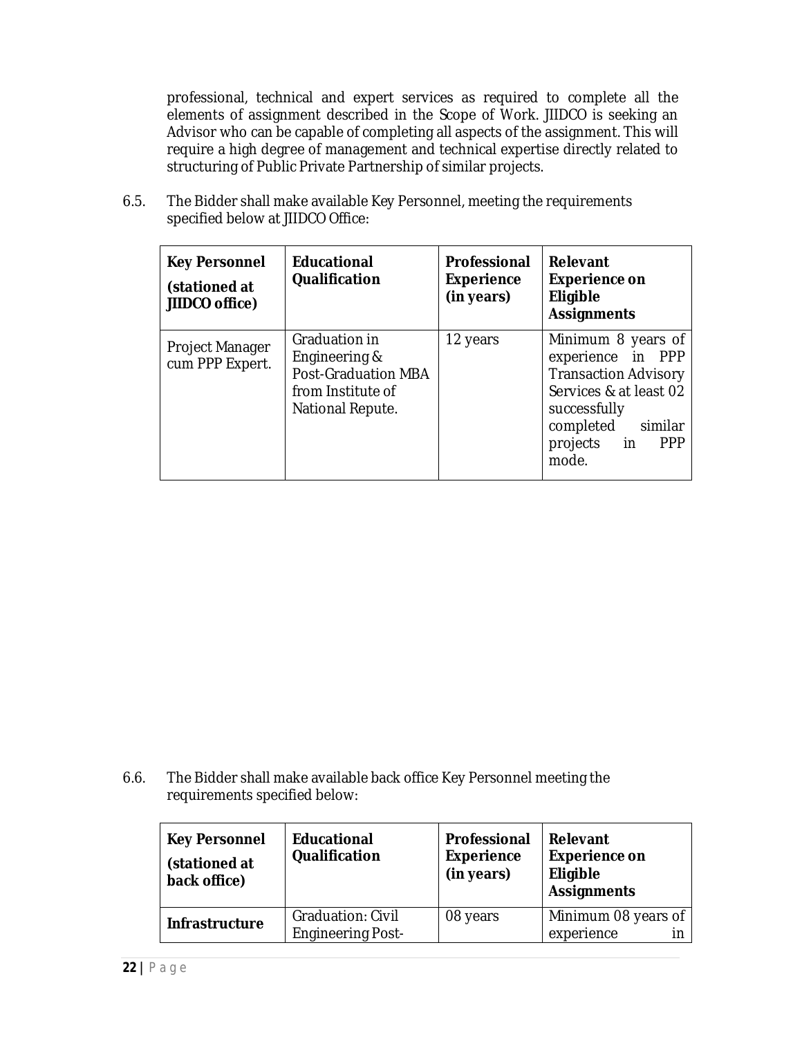professional, technical and expert services as required to complete all the elements of assignment described in the Scope of Work. JIIDCO is seeking an Advisor who can be capable of completing all aspects of the assignment. This will require a high degree of management and technical expertise directly related to structuring of Public Private Partnership of similar projects.

6.5. The Bidder shall make available Key Personnel, meeting the requirements specified below at JIIDCO Office:

| **Key Personnel (stationed at JIIDCO office)** | **Educational Qualification** | **Professional Experience (in years)** | **Relevant Experience on Eligible Assignments** |
|---|---|---|---|
| Project Manager cum PPP Expert. | Graduation in Engineering & Post-Graduation MBA from Institute of National Repute. | 12 years | Minimum 8 years of experience in PPP Transaction Advisory Services & at least 02 successfully completed similar projects in PPP mode. |

6.6. The Bidder shall make available back office Key Personnel meeting the requirements specified below:

| **Key Personnel (stationed at back office)** | **Educational Qualification** | **Professional Experience (in years)** | **Relevant Experience on Eligible Assignments** |
|---|---|---|---|
| **Infrastructure** | Graduation: Civil Engineering Post- | 08 years | Minimum 08 years of experience in |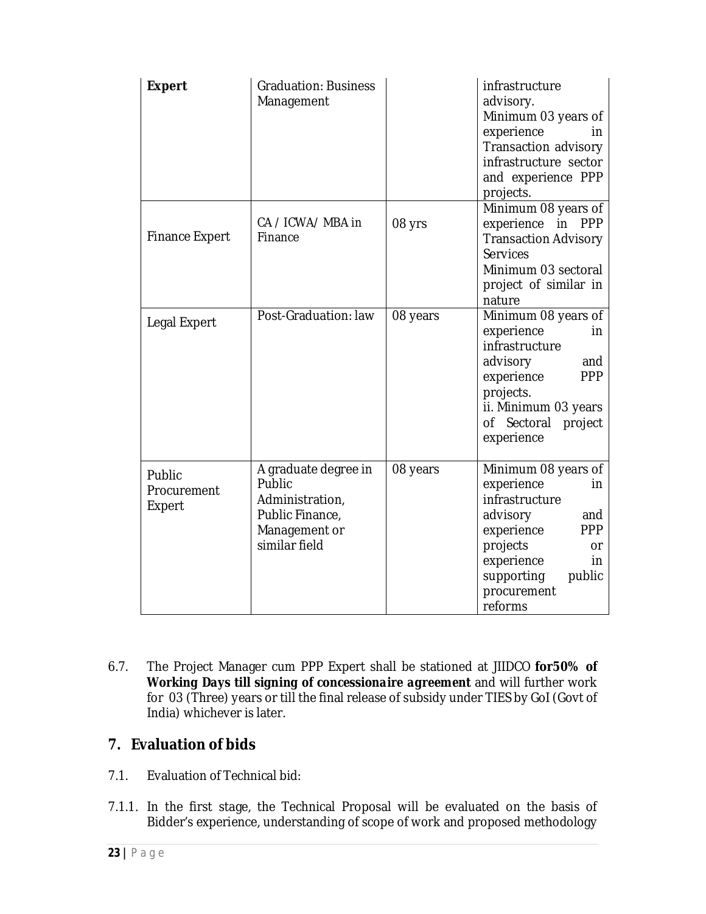| **Expert** | Graduation: Business Management | | infrastructure advisory. Minimum 03 years of experience in Transaction advisory infrastructure sector and experience PPP projects. |
|---|---|---|---|
| Finance Expert | CA / ICWA/ MBA in Finance | 08 yrs | Minimum 08 years of experience in PPP Transaction Advisory Services Minimum 03 sectoral project of similar in nature |
| Legal Expert | Post-Graduation: law | 08 years | Minimum 08 years of experience in infrastructure advisory and experience PPP projects. ii. Minimum 03 years of Sectoral project experience |
| Public Procurement Expert | A graduate degree in Public Administration, Public Finance, Management or similar field | 08 years | Minimum 08 years of experience in infrastructure advisory and experience PPP projects or experience in supporting public procurement reforms |

6.7. The Project Manager cum PPP Expert shall be stationed at JIIDCO **for50% of Working Days till signing of concessionaire agreement** and will further work for 03 (Three) years or till the final release of subsidy under TIES by GoI (Govt of India) whichever is later.

## 7. Evaluation of bids

7.1. Evaluation of Technical bid:

7.1.1. In the first stage, the Technical Proposal will be evaluated on the basis of Bidder's experience, understanding of scope of work and proposed methodology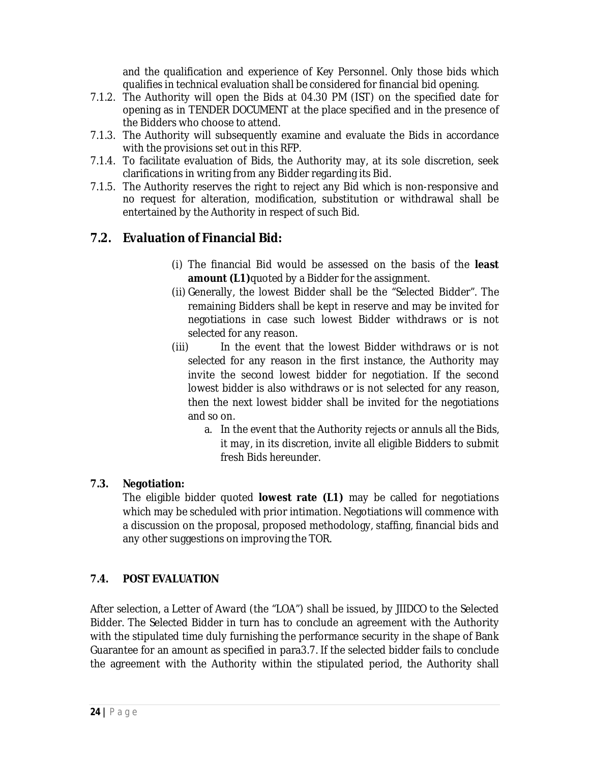and the qualification and experience of Key Personnel. Only those bids which qualifies in technical evaluation shall be considered for financial bid opening.

7.1.2. The Authority will open the Bids at 04.30 PM (IST) on the specified date for opening as in TENDER DOCUMENT at the place specified and in the presence of the Bidders who choose to attend.

7.1.3. The Authority will subsequently examine and evaluate the Bids in accordance with the provisions set out in this RFP.

7.1.4. To facilitate evaluation of Bids, the Authority may, at its sole discretion, seek clarifications in writing from any Bidder regarding its Bid.

7.1.5. The Authority reserves the right to reject any Bid which is non-responsive and no request for alteration, modification, substitution or withdrawal shall be entertained by the Authority in respect of such Bid.

## 7.2. Evaluation of Financial Bid:

(i) The financial Bid would be assessed on the basis of the **least amount (L1)**quoted by a Bidder for the assignment.

(ii) Generally, the lowest Bidder shall be the "Selected Bidder". The remaining Bidders shall be kept in reserve and may be invited for negotiations in case such lowest Bidder withdraws or is not selected for any reason.

(iii) In the event that the lowest Bidder withdraws or is not selected for any reason in the first instance, the Authority may invite the second lowest bidder for negotiation. If the second lowest bidder is also withdraws or is not selected for any reason, then the next lowest bidder shall be invited for the negotiations and so on.

a. In the event that the Authority rejects or annuls all the Bids, it may, in its discretion, invite all eligible Bidders to submit fresh Bids hereunder.

### 7.3. Negotiation:

The eligible bidder quoted **lowest rate (L1)** may be called for negotiations which may be scheduled with prior intimation. Negotiations will commence with a discussion on the proposal, proposed methodology, staffing, financial bids and any other suggestions on improving the TOR.

### 7.4. POST EVALUATION

After selection, a Letter of Award (the "LOA") shall be issued, by JIIDCO to the Selected Bidder. The Selected Bidder in turn has to conclude an agreement with the Authority with the stipulated time duly furnishing the performance security in the shape of Bank Guarantee for an amount as specified in para3.7. If the selected bidder fails to conclude the agreement with the Authority within the stipulated period, the Authority shall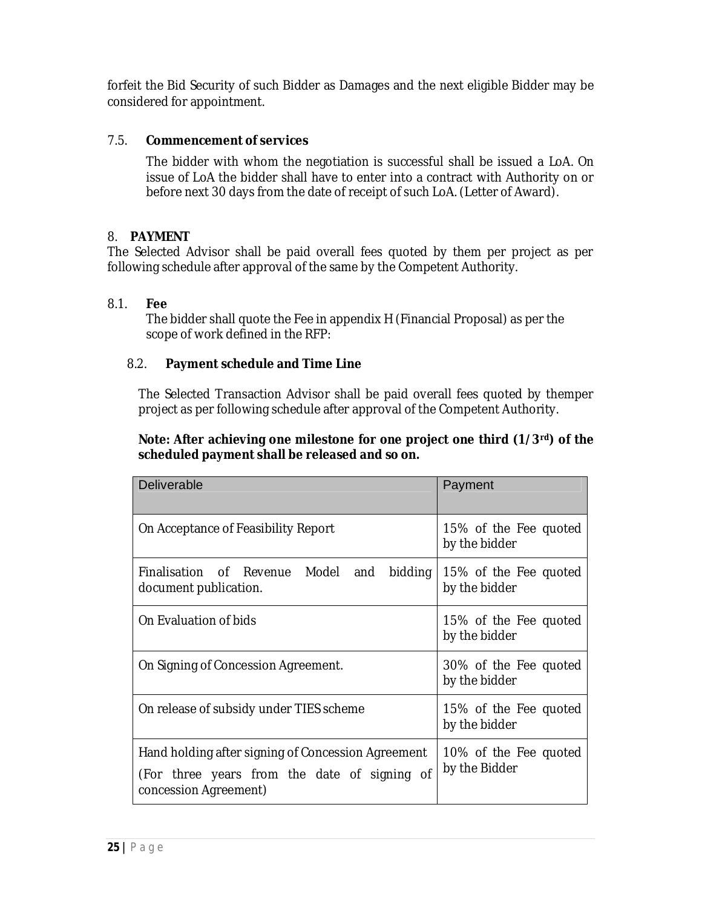forfeit the Bid Security of such Bidder as Damages and the next eligible Bidder may be considered for appointment.

### 7.5. Commencement of services

The bidder with whom the negotiation is successful shall be issued a LoA. On issue of LoA the bidder shall have to enter into a contract with Authority on or before next 30 days from the date of receipt of such LoA. (Letter of Award).

## 8. PAYMENT

The Selected Advisor shall be paid overall fees quoted by them per project as per following schedule after approval of the same by the Competent Authority.

### 8.1. Fee

The bidder shall quote the Fee in appendix H (Financial Proposal) as per the scope of work defined in the RFP:

### 8.2. Payment schedule and Time Line

The Selected Transaction Advisor shall be paid overall fees quoted by themper project as per following schedule after approval of the Competent Authority.

**Note: After achieving one milestone for one project one third (1/3rd) of the scheduled payment shall be released and so on.**

| Deliverable | Payment |
|---|---|
| On Acceptance of Feasibility Report | 15% of the Fee quoted by the bidder |
| Finalisation of Revenue Model and bidding document publication. | 15% of the Fee quoted by the bidder |
| On Evaluation of bids | 15% of the Fee quoted by the bidder |
| On Signing of Concession Agreement. | 30% of the Fee quoted by the bidder |
| On release of subsidy under TIES scheme | 15% of the Fee quoted by the bidder |
| Hand holding after signing of Concession Agreement (For three years from the date of signing of concession Agreement) | 10% of the Fee quoted by the Bidder |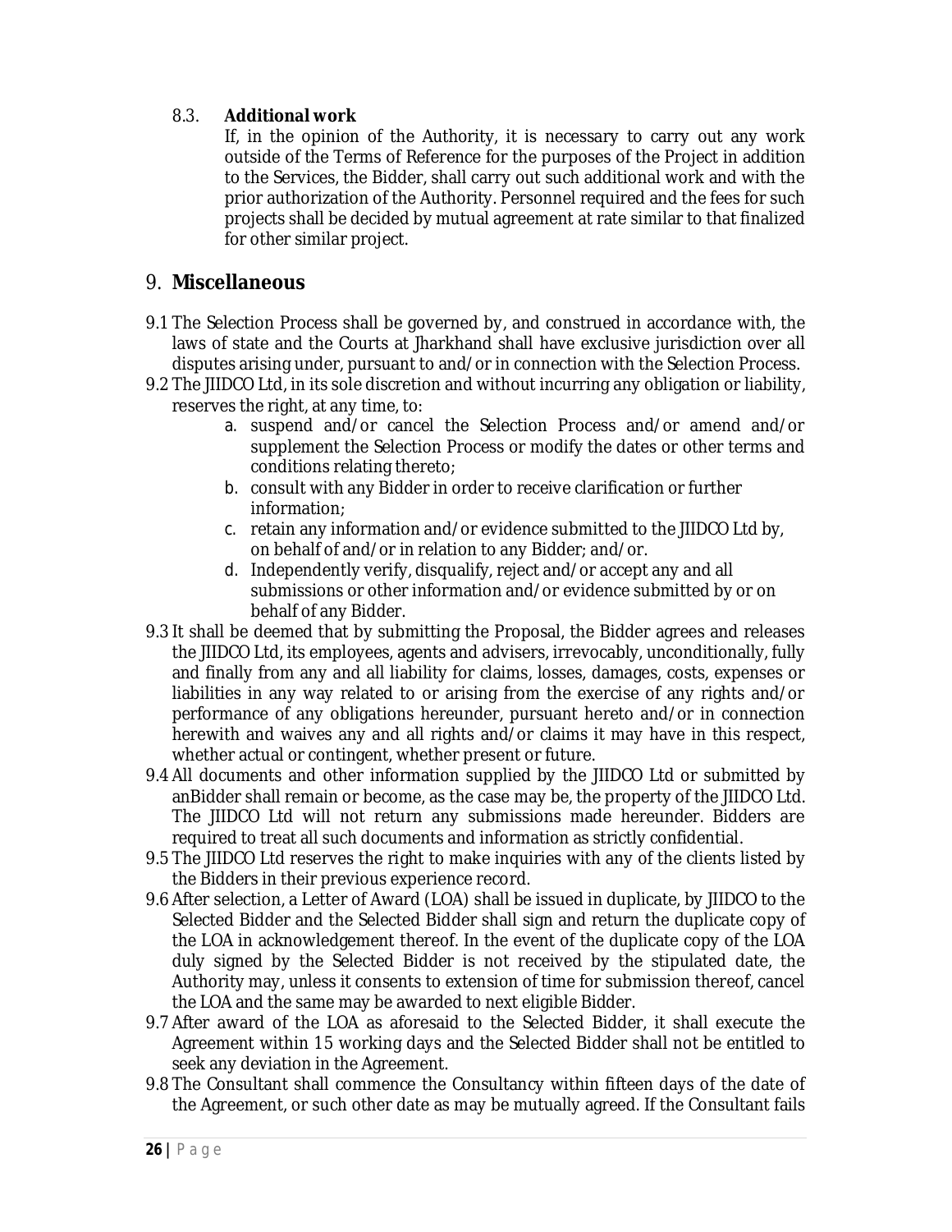8.3. **Additional work**

If, in the opinion of the Authority, it is necessary to carry out any work outside of the Terms of Reference for the purposes of the Project in addition to the Services, the Bidder, shall carry out such additional work and with the prior authorization of the Authority. Personnel required and the fees for such projects shall be decided by mutual agreement at rate similar to that finalized for other similar project.

# 9. Miscellaneous

9.1 The Selection Process shall be governed by, and construed in accordance with, the laws of state and the Courts at Jharkhand shall have exclusive jurisdiction over all disputes arising under, pursuant to and/or in connection with the Selection Process.

9.2 The JIIDCO Ltd, in its sole discretion and without incurring any obligation or liability, reserves the right, at any time, to:

a. suspend and/or cancel the Selection Process and/or amend and/or supplement the Selection Process or modify the dates or other terms and conditions relating thereto;
b. consult with any Bidder in order to receive clarification or further information;
c. retain any information and/or evidence submitted to the JIIDCO Ltd by, on behalf of and/or in relation to any Bidder; and/or.
d. Independently verify, disqualify, reject and/or accept any and all submissions or other information and/or evidence submitted by or on behalf of any Bidder.

9.3 It shall be deemed that by submitting the Proposal, the Bidder agrees and releases the JIIDCO Ltd, its employees, agents and advisers, irrevocably, unconditionally, fully and finally from any and all liability for claims, losses, damages, costs, expenses or liabilities in any way related to or arising from the exercise of any rights and/or performance of any obligations hereunder, pursuant hereto and/or in connection herewith and waives any and all rights and/or claims it may have in this respect, whether actual or contingent, whether present or future.

9.4 All documents and other information supplied by the JIIDCO Ltd or submitted by anBidder shall remain or become, as the case may be, the property of the JIIDCO Ltd. The JIIDCO Ltd will not return any submissions made hereunder. Bidders are required to treat all such documents and information as strictly confidential.

9.5 The JIIDCO Ltd reserves the right to make inquiries with any of the clients listed by the Bidders in their previous experience record.

9.6 After selection, a Letter of Award (LOA) shall be issued in duplicate, by JIIDCO to the Selected Bidder and the Selected Bidder shall sign and return the duplicate copy of the LOA in acknowledgement thereof. In the event of the duplicate copy of the LOA duly signed by the Selected Bidder is not received by the stipulated date, the Authority may, unless it consents to extension of time for submission thereof, cancel the LOA and the same may be awarded to next eligible Bidder.

9.7 After award of the LOA as aforesaid to the Selected Bidder, it shall execute the Agreement within 15 working days and the Selected Bidder shall not be entitled to seek any deviation in the Agreement.

9.8 The Consultant shall commence the Consultancy within fifteen days of the date of the Agreement, or such other date as may be mutually agreed. If the Consultant fails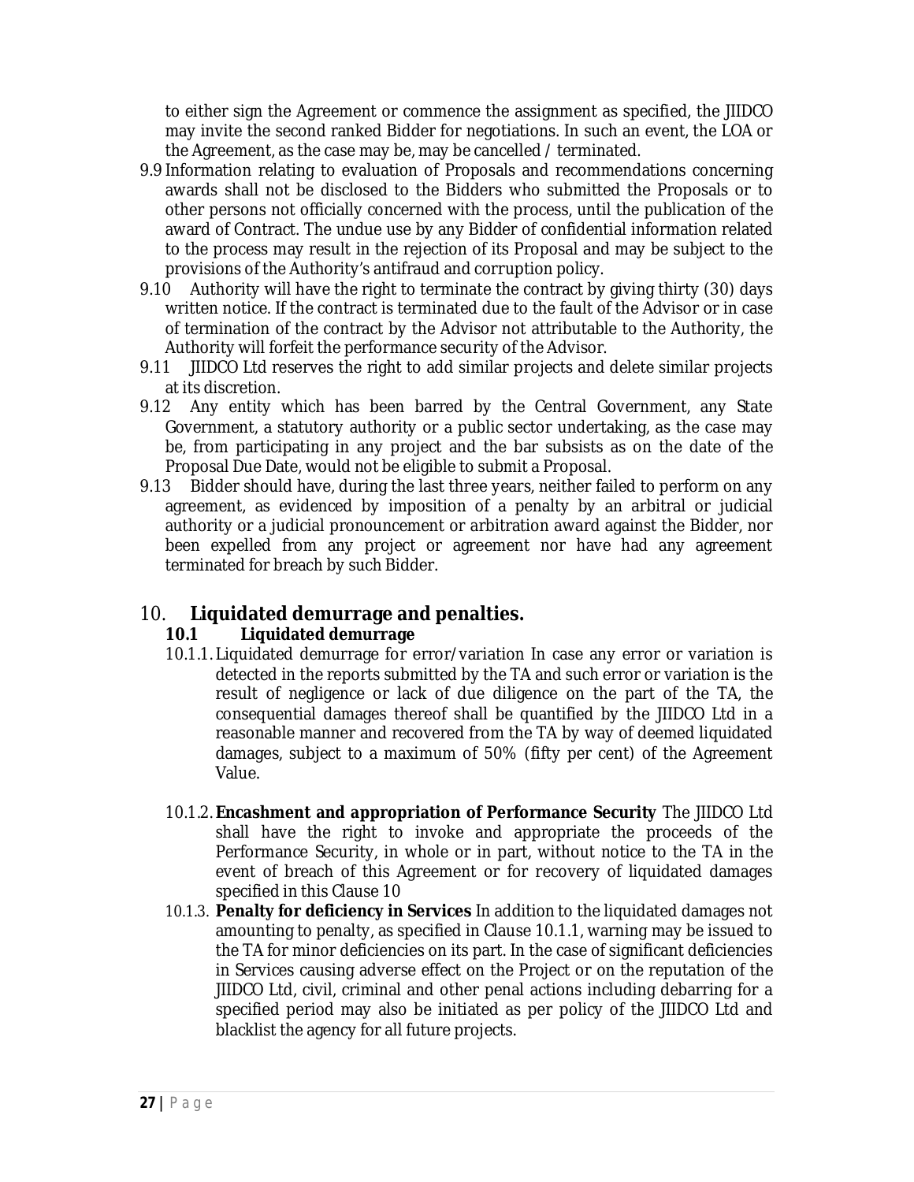to either sign the Agreement or commence the assignment as specified, the JIIDCO may invite the second ranked Bidder for negotiations. In such an event, the LOA or the Agreement, as the case may be, may be cancelled / terminated.

9.9 Information relating to evaluation of Proposals and recommendations concerning awards shall not be disclosed to the Bidders who submitted the Proposals or to other persons not officially concerned with the process, until the publication of the award of Contract. The undue use by any Bidder of confidential information related to the process may result in the rejection of its Proposal and may be subject to the provisions of the Authority's antifraud and corruption policy.

9.10 Authority will have the right to terminate the contract by giving thirty (30) days written notice. If the contract is terminated due to the fault of the Advisor or in case of termination of the contract by the Advisor not attributable to the Authority, the Authority will forfeit the performance security of the Advisor.

9.11 JIIDCO Ltd reserves the right to add similar projects and delete similar projects at its discretion.

9.12 Any entity which has been barred by the Central Government, any State Government, a statutory authority or a public sector undertaking, as the case may be, from participating in any project and the bar subsists as on the date of the Proposal Due Date, would not be eligible to submit a Proposal.

9.13 Bidder should have, during the last three years, neither failed to perform on any agreement, as evidenced by imposition of a penalty by an arbitral or judicial authority or a judicial pronouncement or arbitration award against the Bidder, nor been expelled from any project or agreement nor have had any agreement terminated for breach by such Bidder.

## 10. Liquidated demurrage and penalties.

### 10.1 Liquidated demurrage

10.1.1. Liquidated demurrage for error/variation In case any error or variation is detected in the reports submitted by the TA and such error or variation is the result of negligence or lack of due diligence on the part of the TA, the consequential damages thereof shall be quantified by the JIIDCO Ltd in a reasonable manner and recovered from the TA by way of deemed liquidated damages, subject to a maximum of 50% (fifty per cent) of the Agreement Value.

10.1.2. **Encashment and appropriation of Performance Security** The JIIDCO Ltd shall have the right to invoke and appropriate the proceeds of the Performance Security, in whole or in part, without notice to the TA in the event of breach of this Agreement or for recovery of liquidated damages specified in this Clause 10

10.1.3. **Penalty for deficiency in Services** In addition to the liquidated damages not amounting to penalty, as specified in Clause 10.1.1, warning may be issued to the TA for minor deficiencies on its part. In the case of significant deficiencies in Services causing adverse effect on the Project or on the reputation of the JIIDCO Ltd, civil, criminal and other penal actions including debarring for a specified period may also be initiated as per policy of the JIIDCO Ltd and blacklist the agency for all future projects.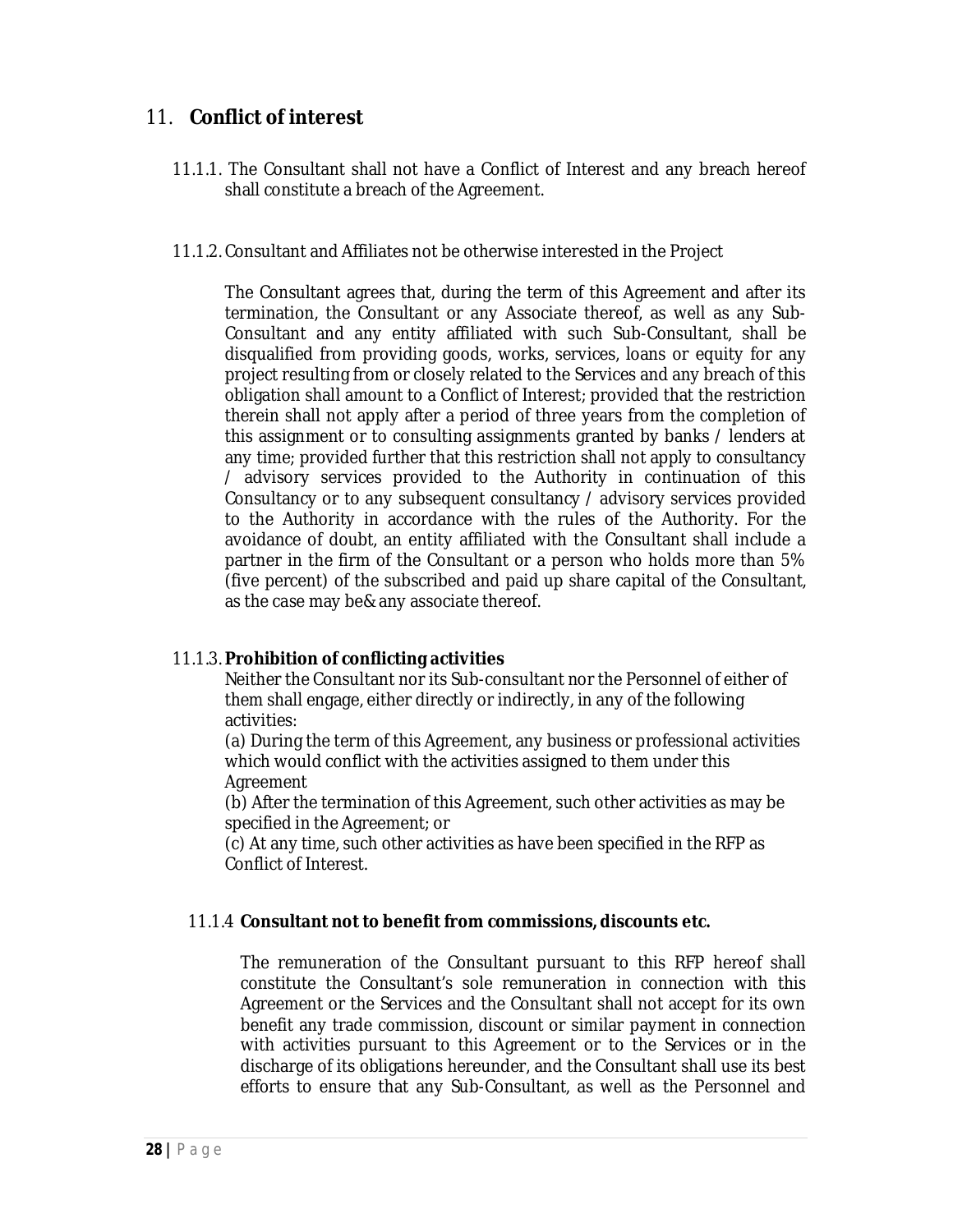## 11. **Conflict of interest**

11.1.1. The Consultant shall not have a Conflict of Interest and any breach hereof shall constitute a breach of the Agreement.

11.1.2. Consultant and Affiliates not be otherwise interested in the Project

The Consultant agrees that, during the term of this Agreement and after its termination, the Consultant or any Associate thereof, as well as any Sub-Consultant and any entity affiliated with such Sub-Consultant, shall be disqualified from providing goods, works, services, loans or equity for any project resulting from or closely related to the Services and any breach of this obligation shall amount to a Conflict of Interest; provided that the restriction therein shall not apply after a period of three years from the completion of this assignment or to consulting assignments granted by banks / lenders at any time; provided further that this restriction shall not apply to consultancy / advisory services provided to the Authority in continuation of this Consultancy or to any subsequent consultancy / advisory services provided to the Authority in accordance with the rules of the Authority. For the avoidance of doubt, an entity affiliated with the Consultant shall include a partner in the firm of the Consultant or a person who holds more than 5% (five percent) of the subscribed and paid up share capital of the Consultant, as the case may be& any associate thereof.

11.1.3. **Prohibition of conflicting activities**

Neither the Consultant nor its Sub-consultant nor the Personnel of either of them shall engage, either directly or indirectly, in any of the following activities:

(a) During the term of this Agreement, any business or professional activities which would conflict with the activities assigned to them under this Agreement

(b) After the termination of this Agreement, such other activities as may be specified in the Agreement; or

(c) At any time, such other activities as have been specified in the RFP as Conflict of Interest.

11.1.4 **Consultant not to benefit from commissions, discounts etc.**

The remuneration of the Consultant pursuant to this RFP hereof shall constitute the Consultant's sole remuneration in connection with this Agreement or the Services and the Consultant shall not accept for its own benefit any trade commission, discount or similar payment in connection with activities pursuant to this Agreement or to the Services or in the discharge of its obligations hereunder, and the Consultant shall use its best efforts to ensure that any Sub-Consultant, as well as the Personnel and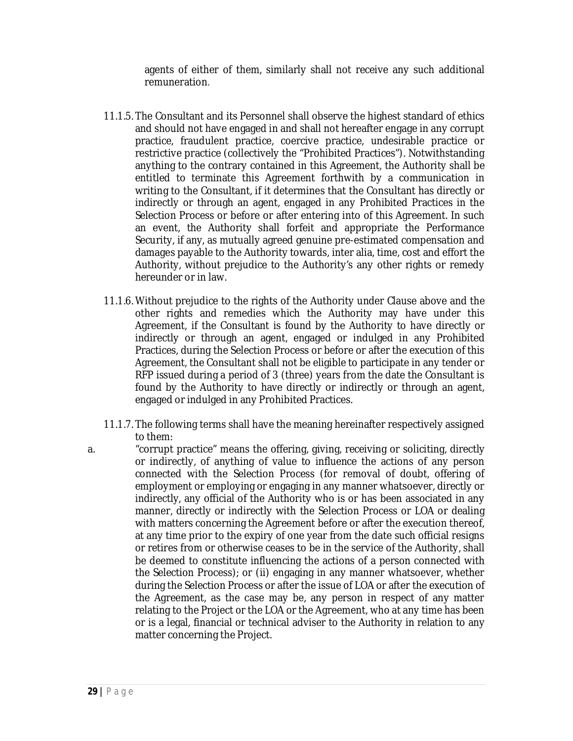agents of either of them, similarly shall not receive any such additional remuneration.

11.1.5. The Consultant and its Personnel shall observe the highest standard of ethics and should not have engaged in and shall not hereafter engage in any corrupt practice, fraudulent practice, coercive practice, undesirable practice or restrictive practice (collectively the "Prohibited Practices"). Notwithstanding anything to the contrary contained in this Agreement, the Authority shall be entitled to terminate this Agreement forthwith by a communication in writing to the Consultant, if it determines that the Consultant has directly or indirectly or through an agent, engaged in any Prohibited Practices in the Selection Process or before or after entering into of this Agreement. In such an event, the Authority shall forfeit and appropriate the Performance Security, if any, as mutually agreed genuine pre-estimated compensation and damages payable to the Authority towards, inter alia, time, cost and effort the Authority, without prejudice to the Authority's any other rights or remedy hereunder or in law.

11.1.6. Without prejudice to the rights of the Authority under Clause above and the other rights and remedies which the Authority may have under this Agreement, if the Consultant is found by the Authority to have directly or indirectly or through an agent, engaged or indulged in any Prohibited Practices, during the Selection Process or before or after the execution of this Agreement, the Consultant shall not be eligible to participate in any tender or RFP issued during a period of 3 (three) years from the date the Consultant is found by the Authority to have directly or indirectly or through an agent, engaged or indulged in any Prohibited Practices.

11.1.7. The following terms shall have the meaning hereinafter respectively assigned to them:

a. "corrupt practice" means the offering, giving, receiving or soliciting, directly or indirectly, of anything of value to influence the actions of any person connected with the Selection Process (for removal of doubt, offering of employment or employing or engaging in any manner whatsoever, directly or indirectly, any official of the Authority who is or has been associated in any manner, directly or indirectly with the Selection Process or LOA or dealing with matters concerning the Agreement before or after the execution thereof, at any time prior to the expiry of one year from the date such official resigns or retires from or otherwise ceases to be in the service of the Authority, shall be deemed to constitute influencing the actions of a person connected with the Selection Process); or (ii) engaging in any manner whatsoever, whether during the Selection Process or after the issue of LOA or after the execution of the Agreement, as the case may be, any person in respect of any matter relating to the Project or the LOA or the Agreement, who at any time has been or is a legal, financial or technical adviser to the Authority in relation to any matter concerning the Project.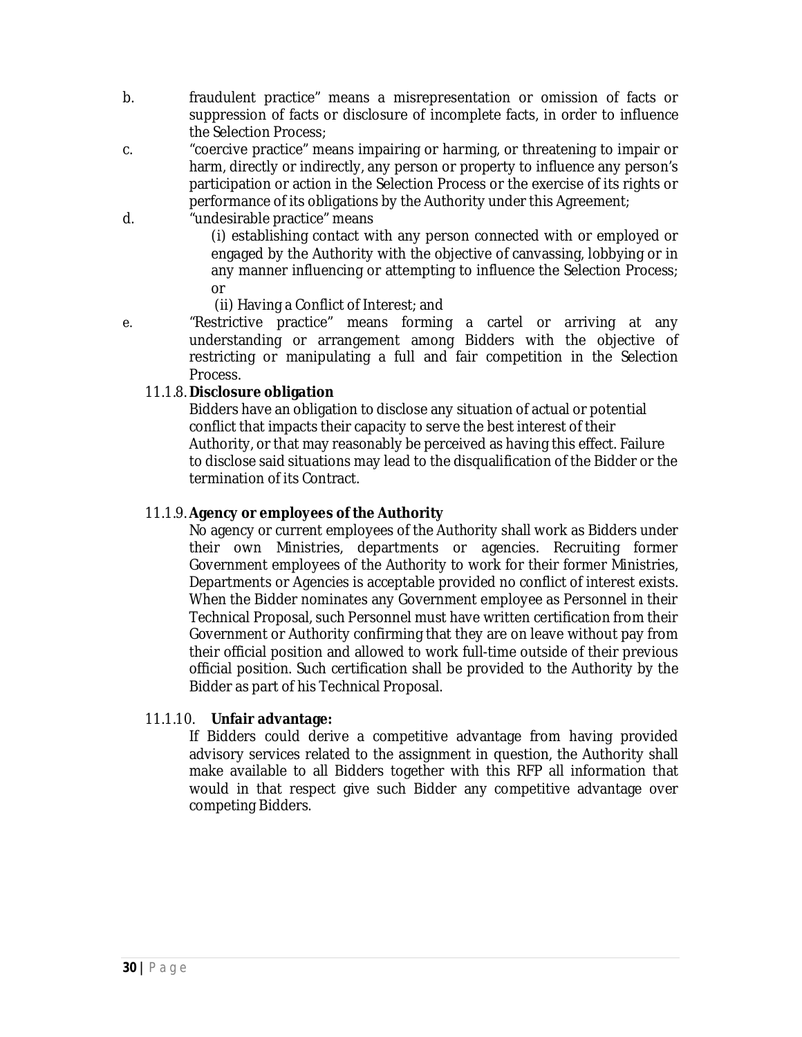b. fraudulent practice" means a misrepresentation or omission of facts or suppression of facts or disclosure of incomplete facts, in order to influence the Selection Process;

c. "coercive practice" means impairing or harming, or threatening to impair or harm, directly or indirectly, any person or property to influence any person's participation or action in the Selection Process or the exercise of its rights or performance of its obligations by the Authority under this Agreement;

d. "undesirable practice" means

   (i) establishing contact with any person connected with or employed or engaged by the Authority with the objective of canvassing, lobbying or in any manner influencing or attempting to influence the Selection Process; or

   (ii) Having a Conflict of Interest; and

e. "Restrictive practice" means forming a cartel or arriving at any understanding or arrangement among Bidders with the objective of restricting or manipulating a full and fair competition in the Selection Process.

11.1.8. **Disclosure obligation**

Bidders have an obligation to disclose any situation of actual or potential conflict that impacts their capacity to serve the best interest of their Authority, or that may reasonably be perceived as having this effect. Failure to disclose said situations may lead to the disqualification of the Bidder or the termination of its Contract.

11.1.9. **Agency or employees of the Authority**

No agency or current employees of the Authority shall work as Bidders under their own Ministries, departments or agencies. Recruiting former Government employees of the Authority to work for their former Ministries, Departments or Agencies is acceptable provided no conflict of interest exists. When the Bidder nominates any Government employee as Personnel in their Technical Proposal, such Personnel must have written certification from their Government or Authority confirming that they are on leave without pay from their official position and allowed to work full-time outside of their previous official position. Such certification shall be provided to the Authority by the Bidder as part of his Technical Proposal.

11.1.10. **Unfair advantage:**

If Bidders could derive a competitive advantage from having provided advisory services related to the assignment in question, the Authority shall make available to all Bidders together with this RFP all information that would in that respect give such Bidder any competitive advantage over competing Bidders.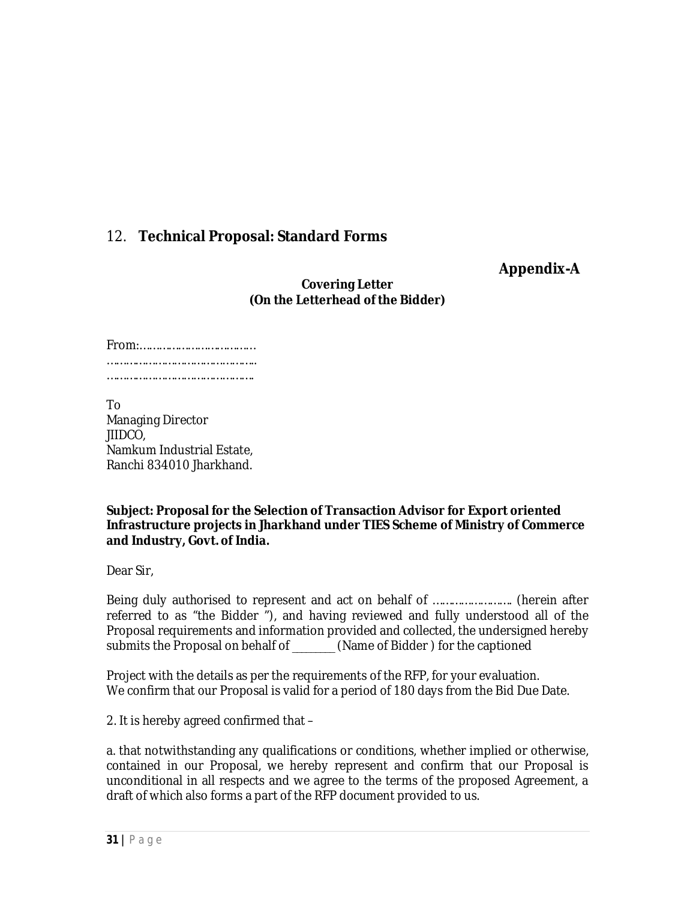## 12. **Technical Proposal: Standard Forms**

**Appendix-A**

**Covering Letter**
**(On the Letterhead of the Bidder)**

From:………………………………
…………………………………………
………………………………………..

To
Managing Director
JIIDCO,
Namkum Industrial Estate,
Ranchi 834010 Jharkhand.

**Subject: Proposal for the Selection of Transaction Advisor for Export oriented Infrastructure projects in Jharkhand under TIES Scheme of Ministry of Commerce and Industry, Govt. of India.**

Dear Sir,

Being duly authorised to represent and act on behalf of ……………………. (herein after referred to as "the Bidder "), and having reviewed and fully understood all of the Proposal requirements and information provided and collected, the undersigned hereby submits the Proposal on behalf of ________ (Name of Bidder ) for the captioned

Project with the details as per the requirements of the RFP, for your evaluation.
We confirm that our Proposal is valid for a period of 180 days from the Bid Due Date.

2. It is hereby agreed confirmed that –

a. that notwithstanding any qualifications or conditions, whether implied or otherwise, contained in our Proposal, we hereby represent and confirm that our Proposal is unconditional in all respects and we agree to the terms of the proposed Agreement, a draft of which also forms a part of the RFP document provided to us.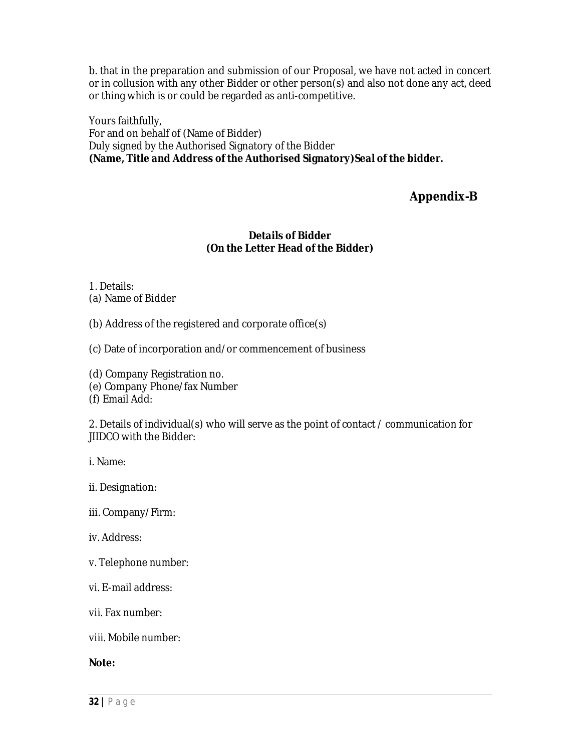b. that in the preparation and submission of our Proposal, we have not acted in concert or in collusion with any other Bidder or other person(s) and also not done any act, deed or thing which is or could be regarded as anti-competitive.

Yours faithfully,
For and on behalf of (Name of Bidder)
Duly signed by the Authorised Signatory of the Bidder
**(Name, Title and Address of the Authorised Signatory)Seal of the bidder.**

## Appendix-B

**Details of Bidder**
**(On the Letter Head of the Bidder)**

1. Details:
(a) Name of Bidder

(b) Address of the registered and corporate office(s)

(c) Date of incorporation and/or commencement of business

(d) Company Registration no.
(e) Company Phone/fax Number
(f) Email Add:

2. Details of individual(s) who will serve as the point of contact / communication for JIIDCO with the Bidder:

i. Name:

ii. Designation:

iii. Company/Firm:

iv. Address:

v. Telephone number:

vi. E-mail address:

vii. Fax number:

viii. Mobile number:

**Note:**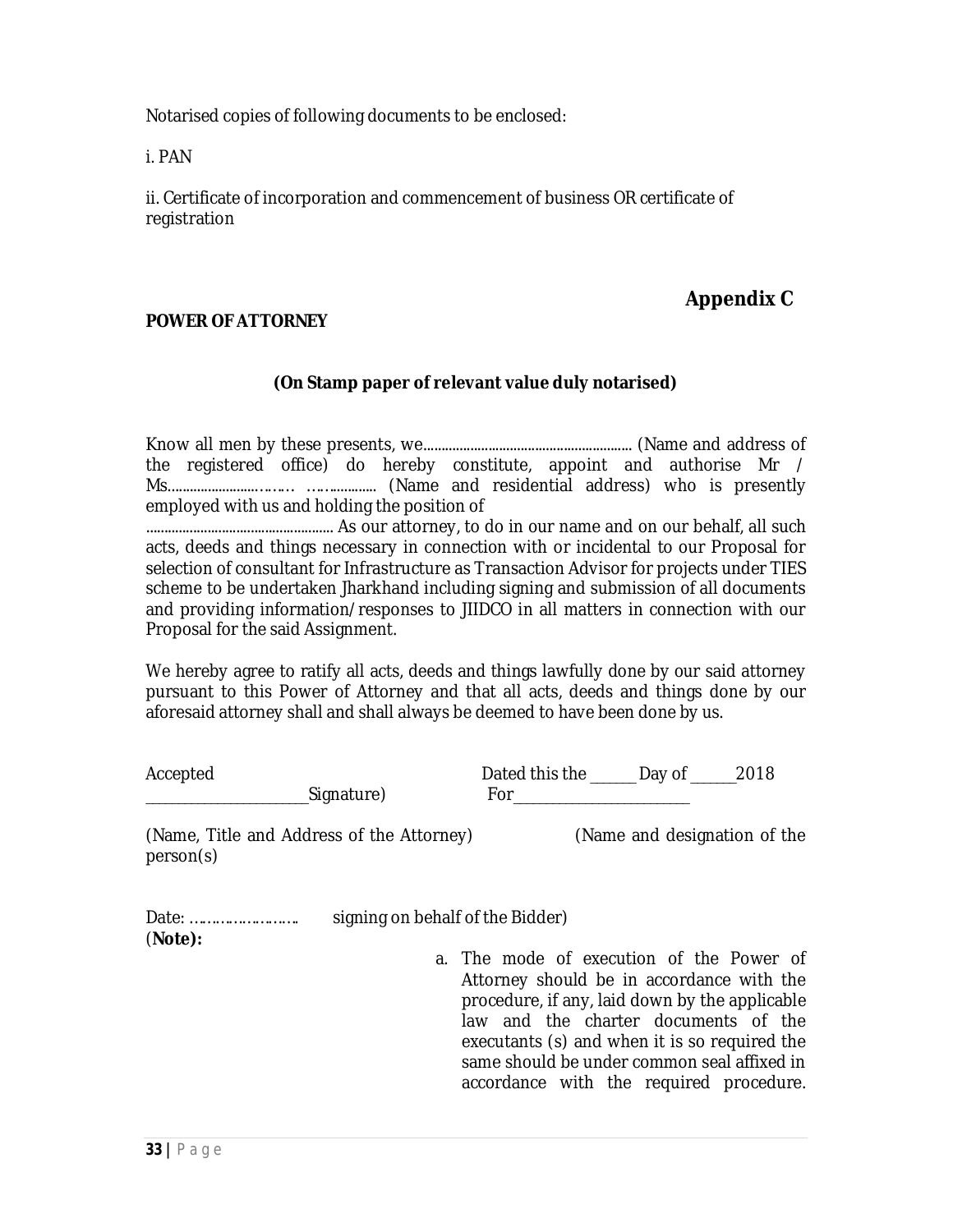Notarised copies of following documents to be enclosed:

i. PAN

ii. Certificate of incorporation and commencement of business OR certificate of registration

## Appendix C

**POWER OF ATTORNEY**

**(On Stamp paper of relevant value duly notarised)**

Know all men by these presents, we.......................................................... (Name and address of the registered office) do hereby constitute, appoint and authorise Mr / Ms........................……… ….............. (Name and residential address) who is presently employed with us and holding the position of

.................................................... As our attorney, to do in our name and on our behalf, all such acts, deeds and things necessary in connection with or incidental to our Proposal for selection of consultant for Infrastructure as Transaction Advisor for projects under TIES scheme to be undertaken Jharkhand including signing and submission of all documents and providing information/responses to JIIDCO in all matters in connection with our Proposal for the said Assignment.

We hereby agree to ratify all acts, deeds and things lawfully done by our said attorney pursuant to this Power of Attorney and that all acts, deeds and things done by our aforesaid attorney shall and shall always be deemed to have been done by us.

Accepted

_____________________Signature)

(Name, Title and Address of the Attorney)

Date: …………………….

Dated this the ______ Day of ______2018

For________________________

(Name and designation of the person(s) signing on behalf of the Bidder)

(**Note):**

a. The mode of execution of the Power of Attorney should be in accordance with the procedure, if any, laid down by the applicable law and the charter documents of the executants (s) and when it is so required the same should be under common seal affixed in accordance with the required procedure.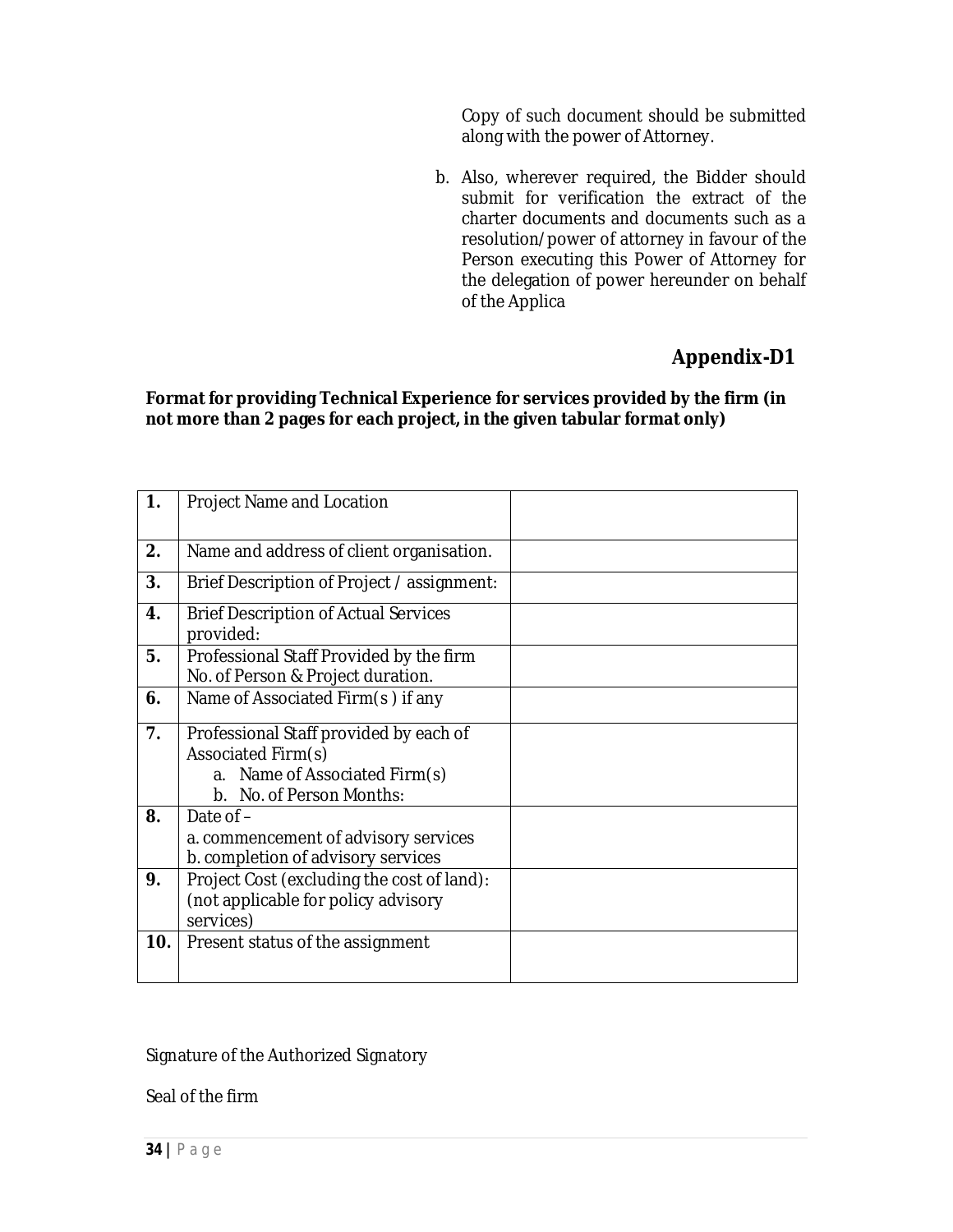Copy of such document should be submitted along with the power of Attorney.

b. Also, wherever required, the Bidder should submit for verification the extract of the charter documents and documents such as a resolution/power of attorney in favour of the Person executing this Power of Attorney for the delegation of power hereunder on behalf of the Applica

## Appendix-D1

**Format for providing Technical Experience for services provided by the firm (in not more than 2 pages for each project, in the given tabular format only)**

| | | |
|---|---|---|
| **1.** | Project Name and Location | |
| **2.** | Name and address of client organisation. | |
| **3.** | Brief Description of Project / assignment: | |
| **4.** | Brief Description of Actual Services provided: | |
| **5.** | Professional Staff Provided by the firm No. of Person & Project duration. | |
| **6.** | Name of Associated Firm(s ) if any | |
| **7.** | Professional Staff provided by each of Associated Firm(s)<br>a. Name of Associated Firm(s)<br>b. No. of Person Months: | |
| **8.** | Date of –<br>a. commencement of advisory services<br>b. completion of advisory services | |
| **9.** | Project Cost (excluding the cost of land): (not applicable for policy advisory services) | |
| **10.** | Present status of the assignment | |

Signature of the Authorized Signatory

Seal of the firm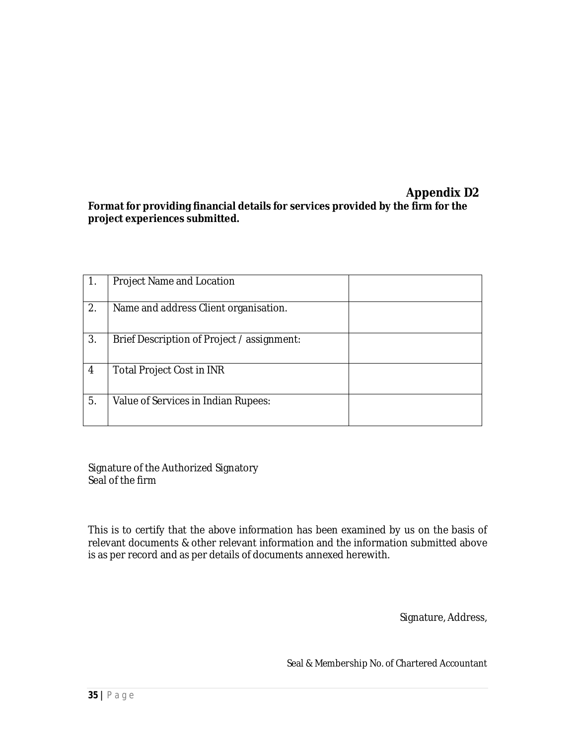## Appendix D2

**Format for providing financial details for services provided by the firm for the project experiences submitted.**

| | | |
|---|---|---|
| 1. | Project Name and Location | |
| 2. | Name and address Client organisation. | |
| 3. | Brief Description of Project / assignment: | |
| 4 | Total Project Cost in INR | |
| 5. | Value of Services in Indian Rupees: | |

Signature of the Authorized Signatory
Seal of the firm

This is to certify that the above information has been examined by us on the basis of relevant documents & other relevant information and the information submitted above is as per record and as per details of documents annexed herewith.

Signature, Address,

Seal & Membership No. of Chartered Accountant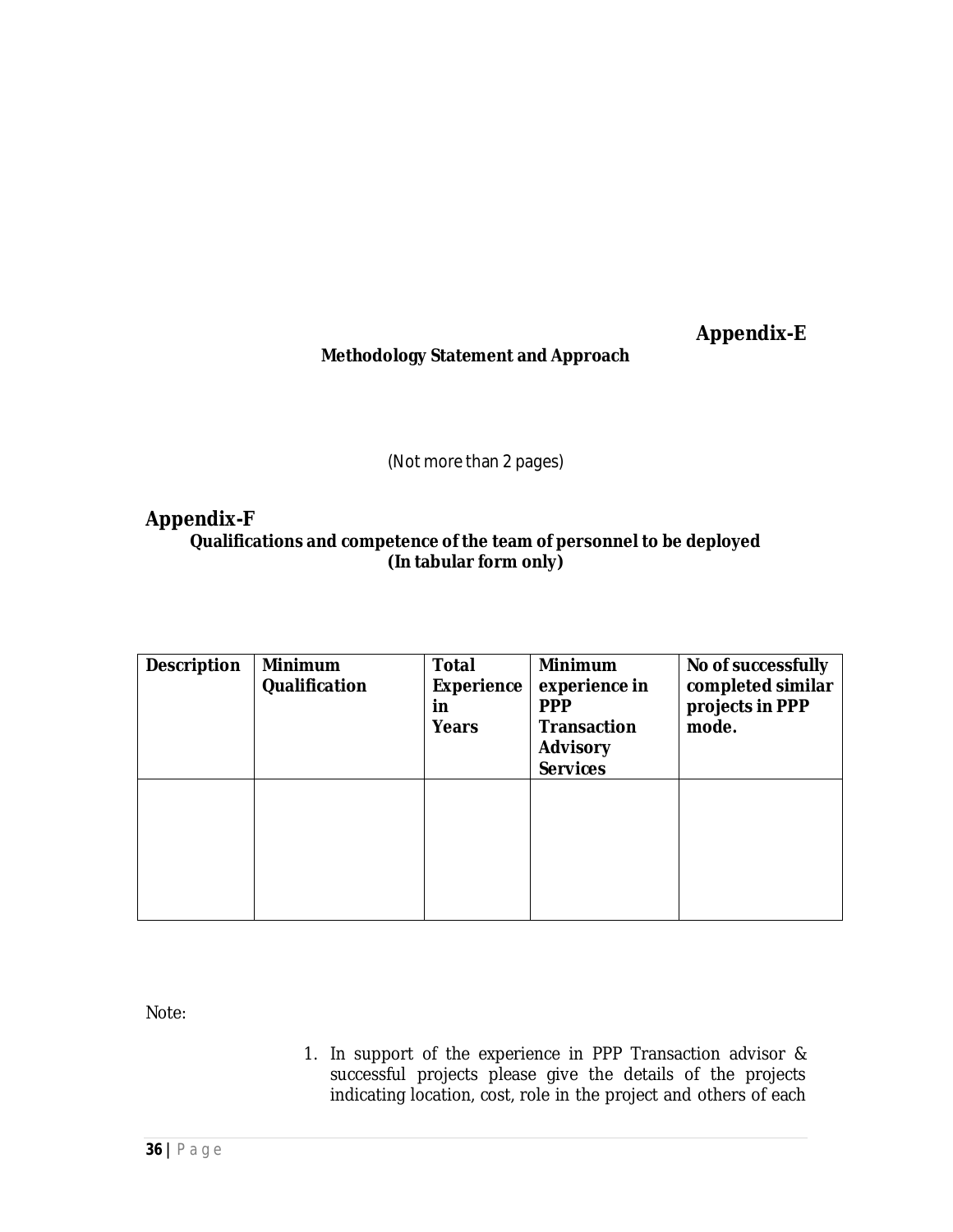## Appendix-E

**Methodology Statement and Approach**

(Not more than 2 pages)

## Appendix-F

**Qualifications and competence of the team of personnel to be deployed**
**(In tabular form only)**

| Description | Minimum Qualification | Total Experience in Years | Minimum experience in PPP Transaction Advisory Services | No of successfully completed similar projects in PPP mode. |
|---|---|---|---|---|
| | | | | |

Note:

1. In support of the experience in PPP Transaction advisor & successful projects please give the details of the projects indicating location, cost, role in the project and others of each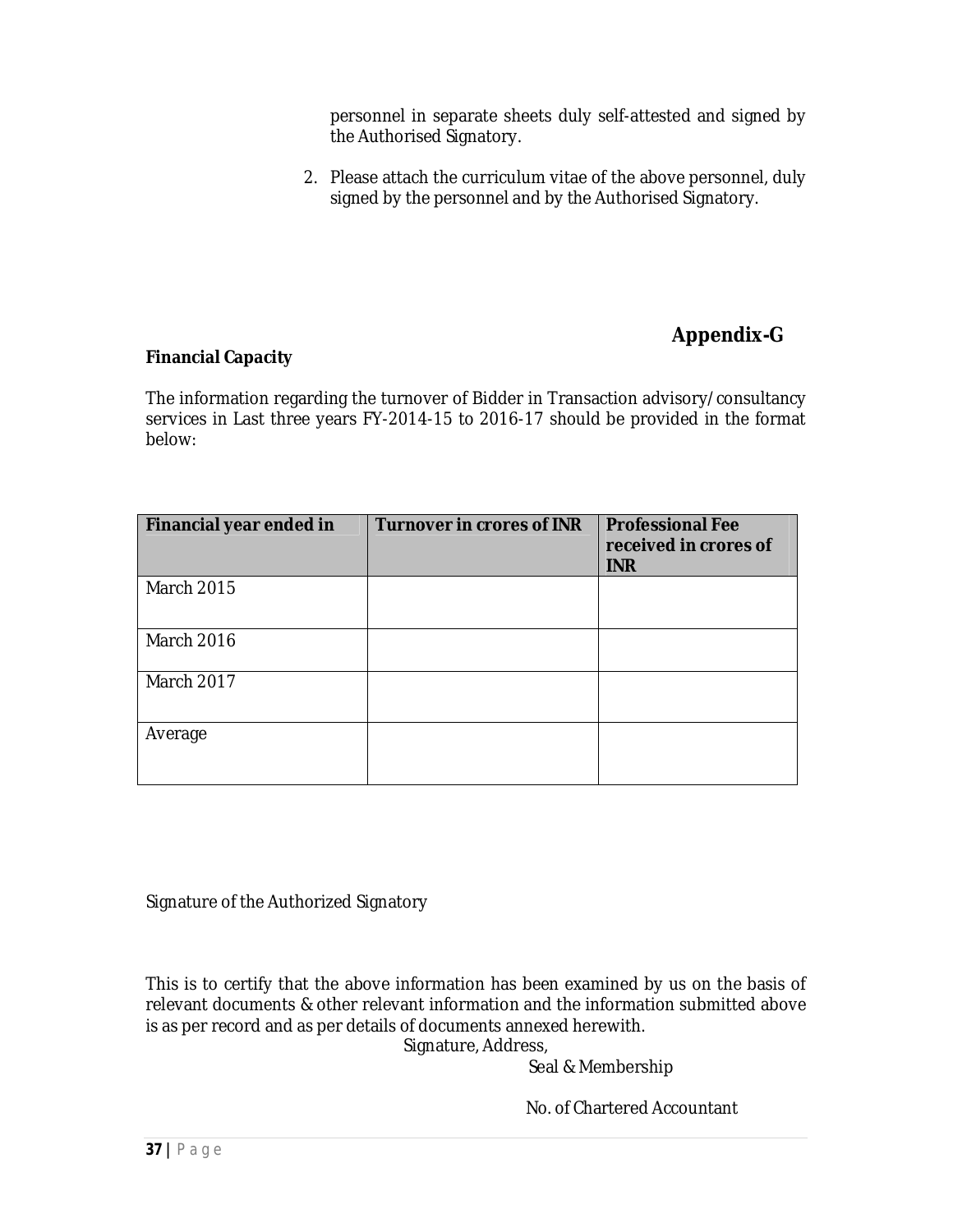personnel in separate sheets duly self-attested and signed by the Authorised Signatory.

2. Please attach the curriculum vitae of the above personnel, duly signed by the personnel and by the Authorised Signatory.

## Appendix-G

**Financial Capacity**

The information regarding the turnover of Bidder in Transaction advisory/consultancy services in Last three years FY-2014-15 to 2016-17 should be provided in the format below:

| **Financial year ended in** | **Turnover in crores of INR** | **Professional Fee received in crores of INR** |
|---|---|---|
| March 2015 | | |
| March 2016 | | |
| March 2017 | | |
| Average | | |

Signature of the Authorized Signatory

This is to certify that the above information has been examined by us on the basis of relevant documents & other relevant information and the information submitted above is as per record and as per details of documents annexed herewith.

Signature, Address,

Seal & Membership

No. of Chartered Accountant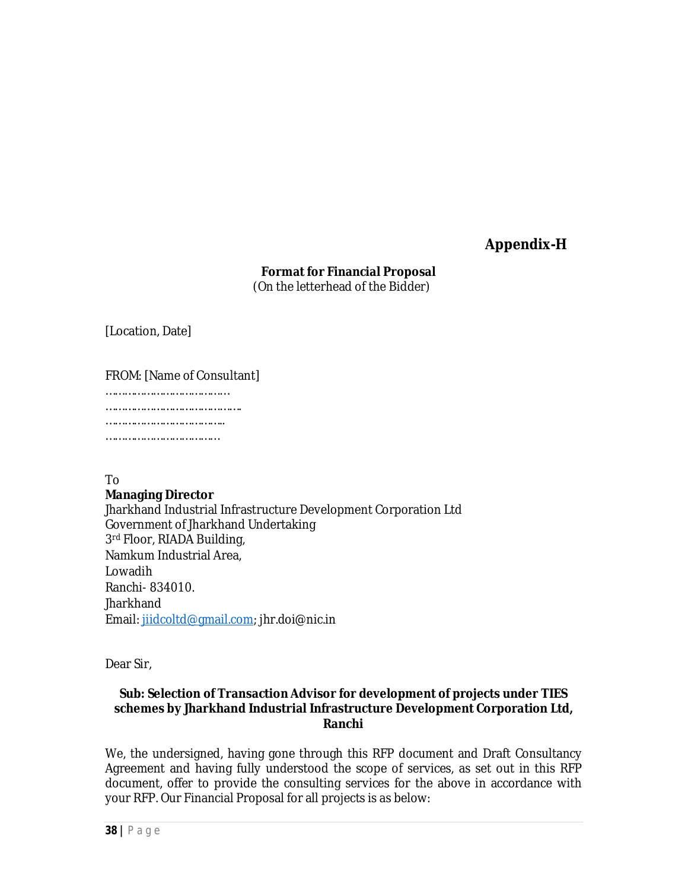**Appendix-H**

**Format for Financial Proposal**
(On the letterhead of the Bidder)

[Location, Date]

FROM: [Name of Consultant]
…………………………………
……………………………………..
………………………………..
………………………………

To
**Managing Director**
Jharkhand Industrial Infrastructure Development Corporation Ltd
Government of Jharkhand Undertaking
3rd Floor, RIADA Building,
Namkum Industrial Area,
Lowadih
Ranchi- 834010.
Jharkhand
Email: jiidcoltd@gmail.com; jhr.doi@nic.in

Dear Sir,

**Sub: Selection of Transaction Advisor for development of projects under TIES schemes by Jharkhand Industrial Infrastructure Development Corporation Ltd, Ranchi**

We, the undersigned, having gone through this RFP document and Draft Consultancy Agreement and having fully understood the scope of services, as set out in this RFP document, offer to provide the consulting services for the above in accordance with your RFP. Our Financial Proposal for all projects is as below: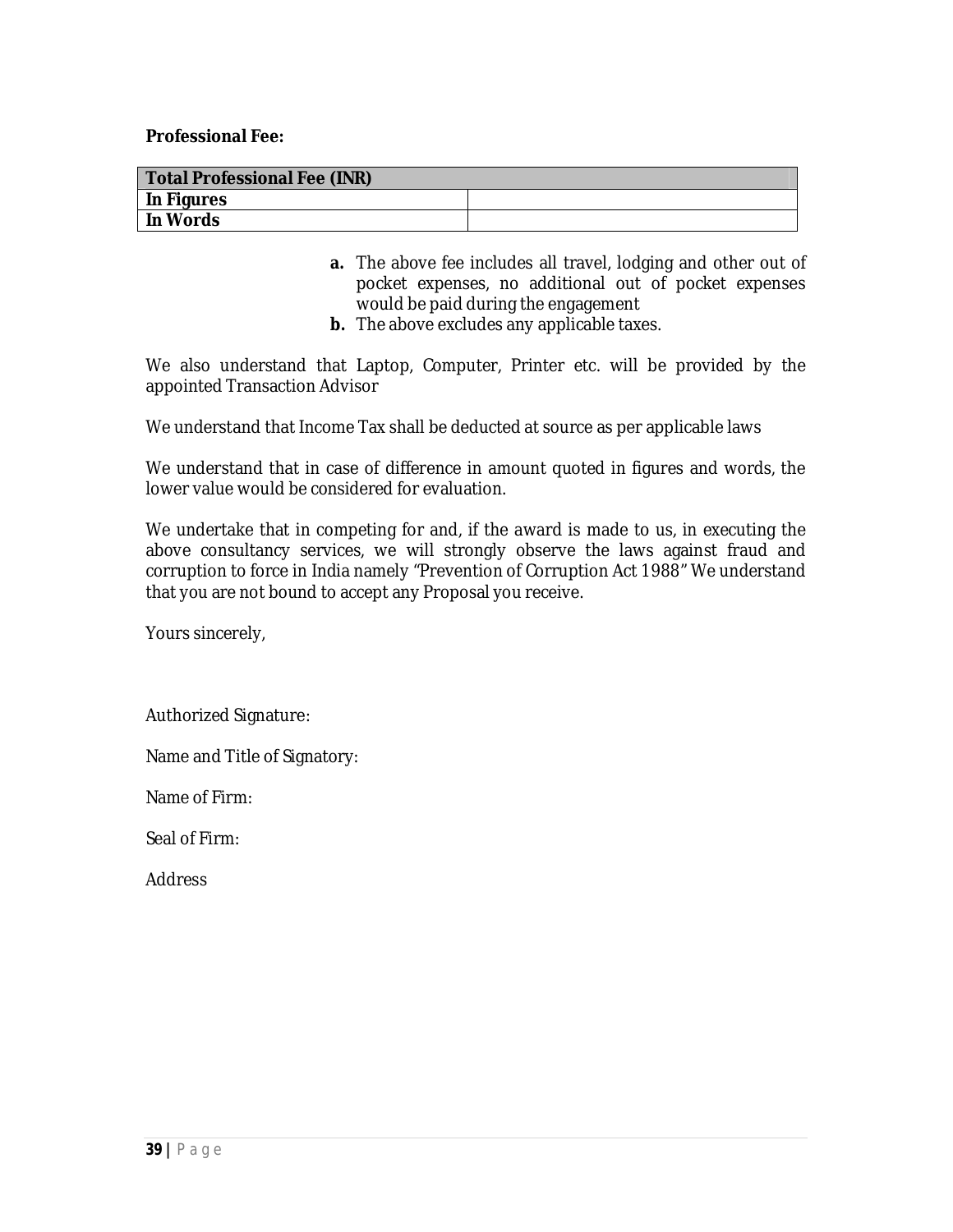**Professional Fee:**

| Total Professional Fee (INR) | |
|---|---|
| **In Figures** | |
| **In Words** | |

**a.** The above fee includes all travel, lodging and other out of pocket expenses, no additional out of pocket expenses would be paid during the engagement

**b.** The above excludes any applicable taxes.

We also understand that Laptop, Computer, Printer etc. will be provided by the appointed Transaction Advisor

We understand that Income Tax shall be deducted at source as per applicable laws

We understand that in case of difference in amount quoted in figures and words, the lower value would be considered for evaluation.

We undertake that in competing for and, if the award is made to us, in executing the above consultancy services, we will strongly observe the laws against fraud and corruption to force in India namely "Prevention of Corruption Act 1988" We understand that you are not bound to accept any Proposal you receive.

Yours sincerely,

Authorized Signature:

Name and Title of Signatory:

Name of Firm:

Seal of Firm:

Address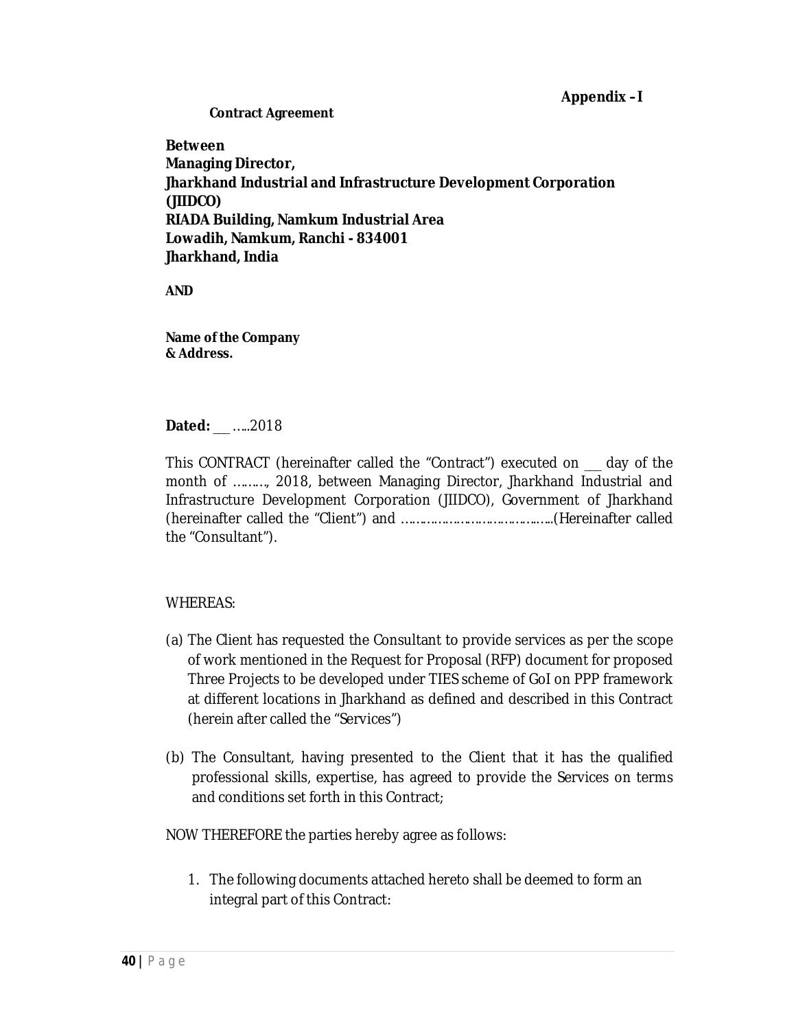**Appendix – I**

**Contract Agreement**

**Between**
**Managing Director,**
**Jharkhand Industrial and Infrastructure Development Corporation (JIIDCO)**
**RIADA Building, Namkum Industrial Area**
**Lowadih, Namkum, Ranchi - 834001**
**Jharkhand, India**

**AND**

**Name of the Company**
**& Address.**

**Dated:** \_\_ …..2018

This CONTRACT (hereinafter called the "Contract") executed on \_\_ day of the month of ………, 2018, between Managing Director, Jharkhand Industrial and Infrastructure Development Corporation (JIIDCO), Government of Jharkhand (hereinafter called the "Client") and …………………………………..(Hereinafter called the "Consultant").

WHEREAS:

(a) The Client has requested the Consultant to provide services as per the scope of work mentioned in the Request for Proposal (RFP) document for proposed Three Projects to be developed under TIES scheme of GoI on PPP framework at different locations in Jharkhand as defined and described in this Contract (herein after called the "Services")

(b) The Consultant, having presented to the Client that it has the qualified professional skills, expertise, has agreed to provide the Services on terms and conditions set forth in this Contract;

NOW THEREFORE the parties hereby agree as follows:

1. The following documents attached hereto shall be deemed to form an integral part of this Contract: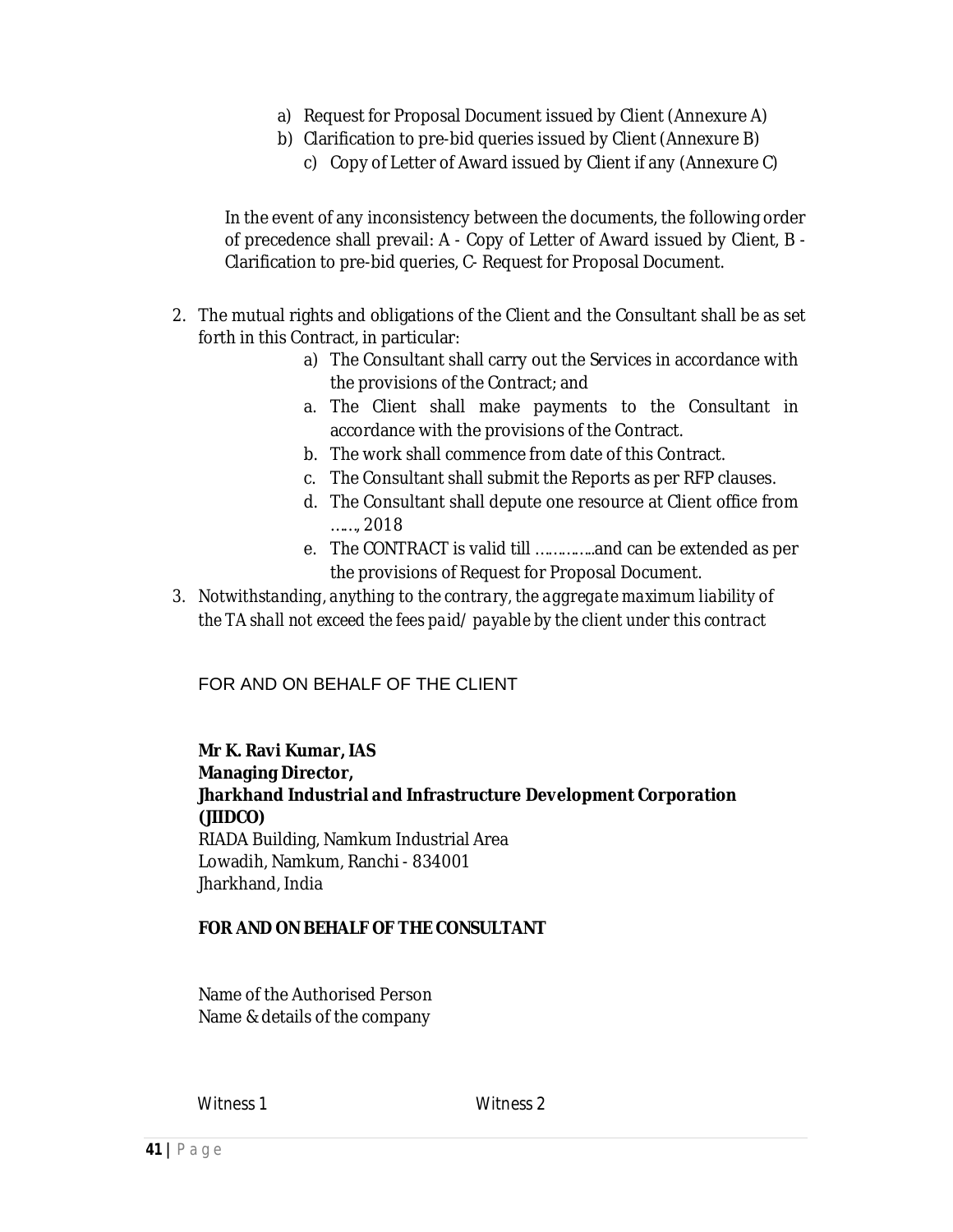a) Request for Proposal Document issued by Client (Annexure A)
b) Clarification to pre-bid queries issued by Client (Annexure B)
c) Copy of Letter of Award issued by Client if any (Annexure C)

In the event of any inconsistency between the documents, the following order of precedence shall prevail: A - Copy of Letter of Award issued by Client, B - Clarification to pre-bid queries, C- Request for Proposal Document.

2. The mutual rights and obligations of the Client and the Consultant shall be as set forth in this Contract, in particular:
   a) The Consultant shall carry out the Services in accordance with the provisions of the Contract; and
   a. The Client shall make payments to the Consultant in accordance with the provisions of the Contract.
   b. The work shall commence from date of this Contract.
   c. The Consultant shall submit the Reports as per RFP clauses.
   d. The Consultant shall depute one resource at Client office from ……, 2018
   e. The CONTRACT is valid till …………..and can be extended as per the provisions of Request for Proposal Document.
3. *Notwithstanding, anything to the contrary, the aggregate maximum liability of the TA shall not exceed the fees paid/ payable by the client under this contract*

FOR AND ON BEHALF OF THE CLIENT

**Mr K. Ravi Kumar, IAS**
**Managing Director,**
**Jharkhand Industrial and Infrastructure Development Corporation (JIIDCO)**
RIADA Building, Namkum Industrial Area
Lowadih, Namkum, Ranchi - 834001
Jharkhand, India

**FOR AND ON BEHALF OF THE CONSULTANT**

Name of the Authorised Person
Name & details of the company

Witness 1 Witness 2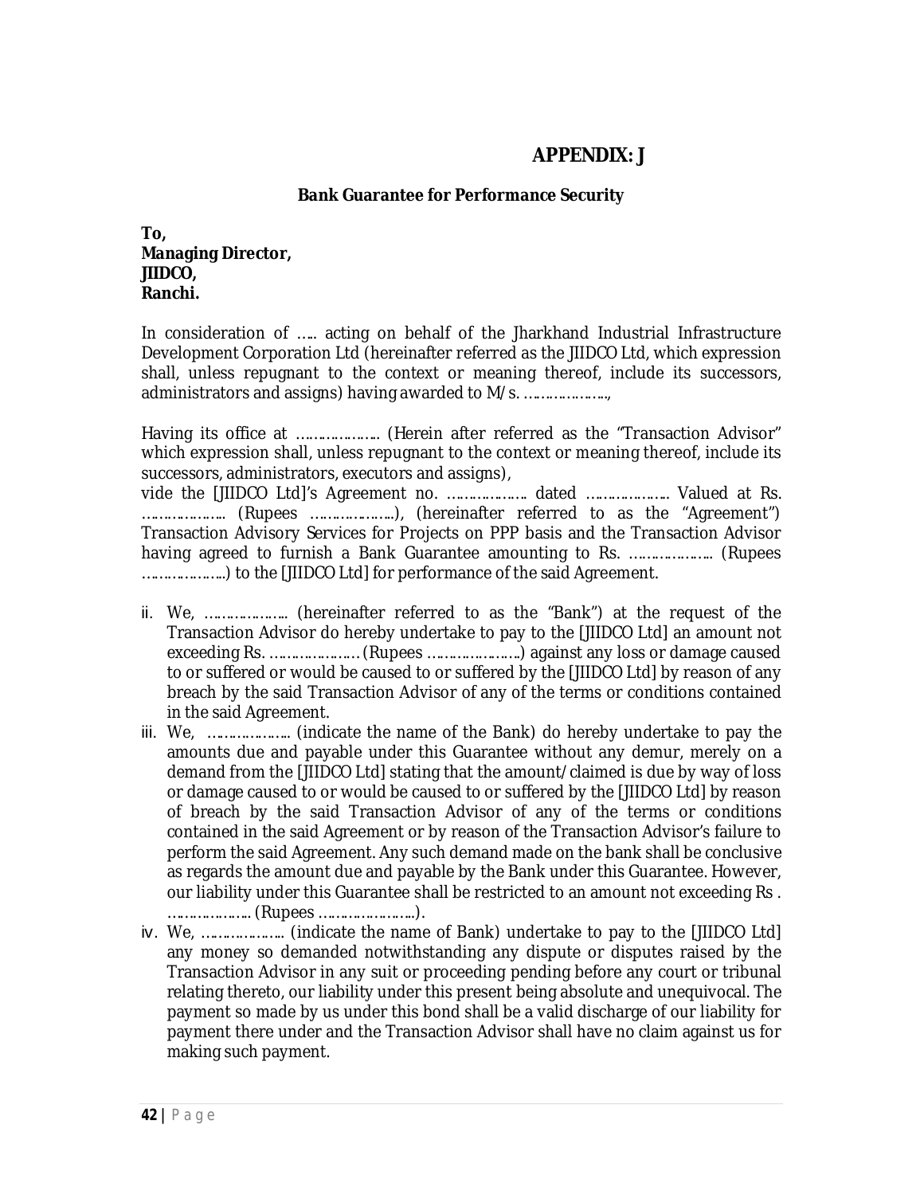# APPENDIX: J

### Bank Guarantee for Performance Security

**To,**
**Managing Director,**
**JIIDCO,**
**Ranchi.**

In consideration of ….. acting on behalf of the Jharkhand Industrial Infrastructure Development Corporation Ltd (hereinafter referred as the JIIDCO Ltd, which expression shall, unless repugnant to the context or meaning thereof, include its successors, administrators and assigns) having awarded to M/s. ……………….,

Having its office at ……………….. (Herein after referred as the "Transaction Advisor" which expression shall, unless repugnant to the context or meaning thereof, include its successors, administrators, executors and assigns),
vide the [JIIDCO Ltd]'s Agreement no. ………………. dated ……………….. Valued at Rs. ……………….. (Rupees ………………..), (hereinafter referred to as the "Agreement") Transaction Advisory Services for Projects on PPP basis and the Transaction Advisor having agreed to furnish a Bank Guarantee amounting to Rs. ……………….. (Rupees ………………..) to the [JIIDCO Ltd] for performance of the said Agreement.

ii. We, ……………….. (hereinafter referred to as the "Bank") at the request of the Transaction Advisor do hereby undertake to pay to the [JIIDCO Ltd] an amount not exceeding Rs. ………………… (Rupees ………………….) against any loss or damage caused to or suffered or would be caused to or suffered by the [JIIDCO Ltd] by reason of any breach by the said Transaction Advisor of any of the terms or conditions contained in the said Agreement.

iii. We, ……………….. (indicate the name of the Bank) do hereby undertake to pay the amounts due and payable under this Guarantee without any demur, merely on a demand from the [JIIDCO Ltd] stating that the amount/claimed is due by way of loss or damage caused to or would be caused to or suffered by the [JIIDCO Ltd] by reason of breach by the said Transaction Advisor of any of the terms or conditions contained in the said Agreement or by reason of the Transaction Advisor's failure to perform the said Agreement. Any such demand made on the bank shall be conclusive as regards the amount due and payable by the Bank under this Guarantee. However, our liability under this Guarantee shall be restricted to an amount not exceeding Rs . ……………….. (Rupees …………………..).

iv. We, ……………….. (indicate the name of Bank) undertake to pay to the [JIIDCO Ltd] any money so demanded notwithstanding any dispute or disputes raised by the Transaction Advisor in any suit or proceeding pending before any court or tribunal relating thereto, our liability under this present being absolute and unequivocal. The payment so made by us under this bond shall be a valid discharge of our liability for payment there under and the Transaction Advisor shall have no claim against us for making such payment.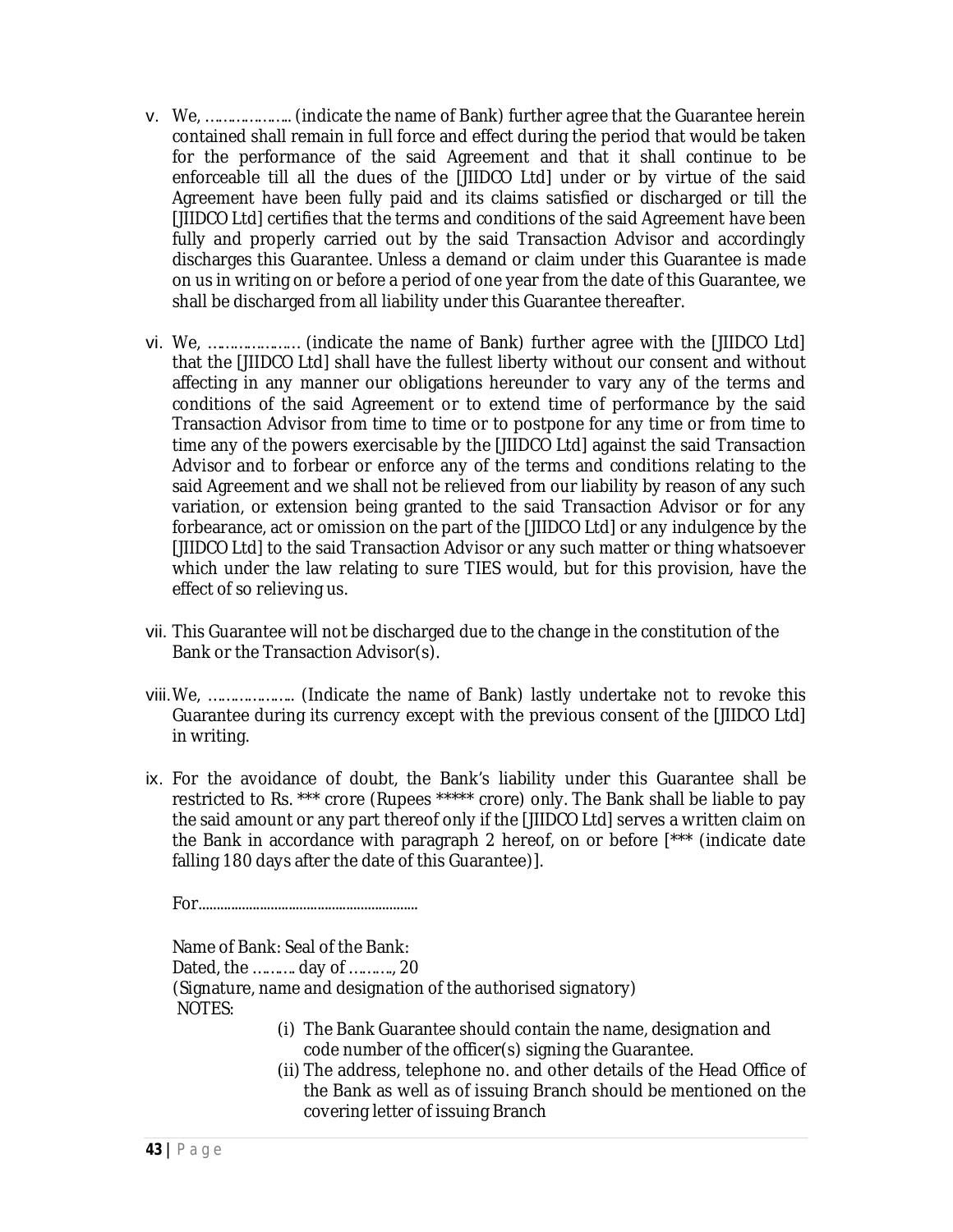v. We, ……………….. (indicate the name of Bank) further agree that the Guarantee herein contained shall remain in full force and effect during the period that would be taken for the performance of the said Agreement and that it shall continue to be enforceable till all the dues of the [JIIDCO Ltd] under or by virtue of the said Agreement have been fully paid and its claims satisfied or discharged or till the [JIIDCO Ltd] certifies that the terms and conditions of the said Agreement have been fully and properly carried out by the said Transaction Advisor and accordingly discharges this Guarantee. Unless a demand or claim under this Guarantee is made on us in writing on or before a period of one year from the date of this Guarantee, we shall be discharged from all liability under this Guarantee thereafter.

vi. We, ………………… (indicate the name of Bank) further agree with the [JIIDCO Ltd] that the [JIIDCO Ltd] shall have the fullest liberty without our consent and without affecting in any manner our obligations hereunder to vary any of the terms and conditions of the said Agreement or to extend time of performance by the said Transaction Advisor from time to time or to postpone for any time or from time to time any of the powers exercisable by the [JIIDCO Ltd] against the said Transaction Advisor and to forbear or enforce any of the terms and conditions relating to the said Agreement and we shall not be relieved from our liability by reason of any such variation, or extension being granted to the said Transaction Advisor or for any forbearance, act or omission on the part of the [JIIDCO Ltd] or any indulgence by the [JIIDCO Ltd] to the said Transaction Advisor or any such matter or thing whatsoever which under the law relating to sure TIES would, but for this provision, have the effect of so relieving us.

vii. This Guarantee will not be discharged due to the change in the constitution of the Bank or the Transaction Advisor(s).

viii. We, ……………….. (Indicate the name of Bank) lastly undertake not to revoke this Guarantee during its currency except with the previous consent of the [JIIDCO Ltd] in writing.

ix. For the avoidance of doubt, the Bank's liability under this Guarantee shall be restricted to Rs. *** crore (Rupees ***** crore) only. The Bank shall be liable to pay the said amount or any part thereof only if the [JIIDCO Ltd] serves a written claim on the Bank in accordance with paragraph 2 hereof, on or before [*** (indicate date falling 180 days after the date of this Guarantee)].

For..............................................................

Name of Bank: Seal of the Bank:
Dated, the ………. day of ………., 20
(Signature, name and designation of the authorised signatory)
NOTES:

(i) The Bank Guarantee should contain the name, designation and code number of the officer(s) signing the Guarantee.
(ii) The address, telephone no. and other details of the Head Office of the Bank as well as of issuing Branch should be mentioned on the covering letter of issuing Branch